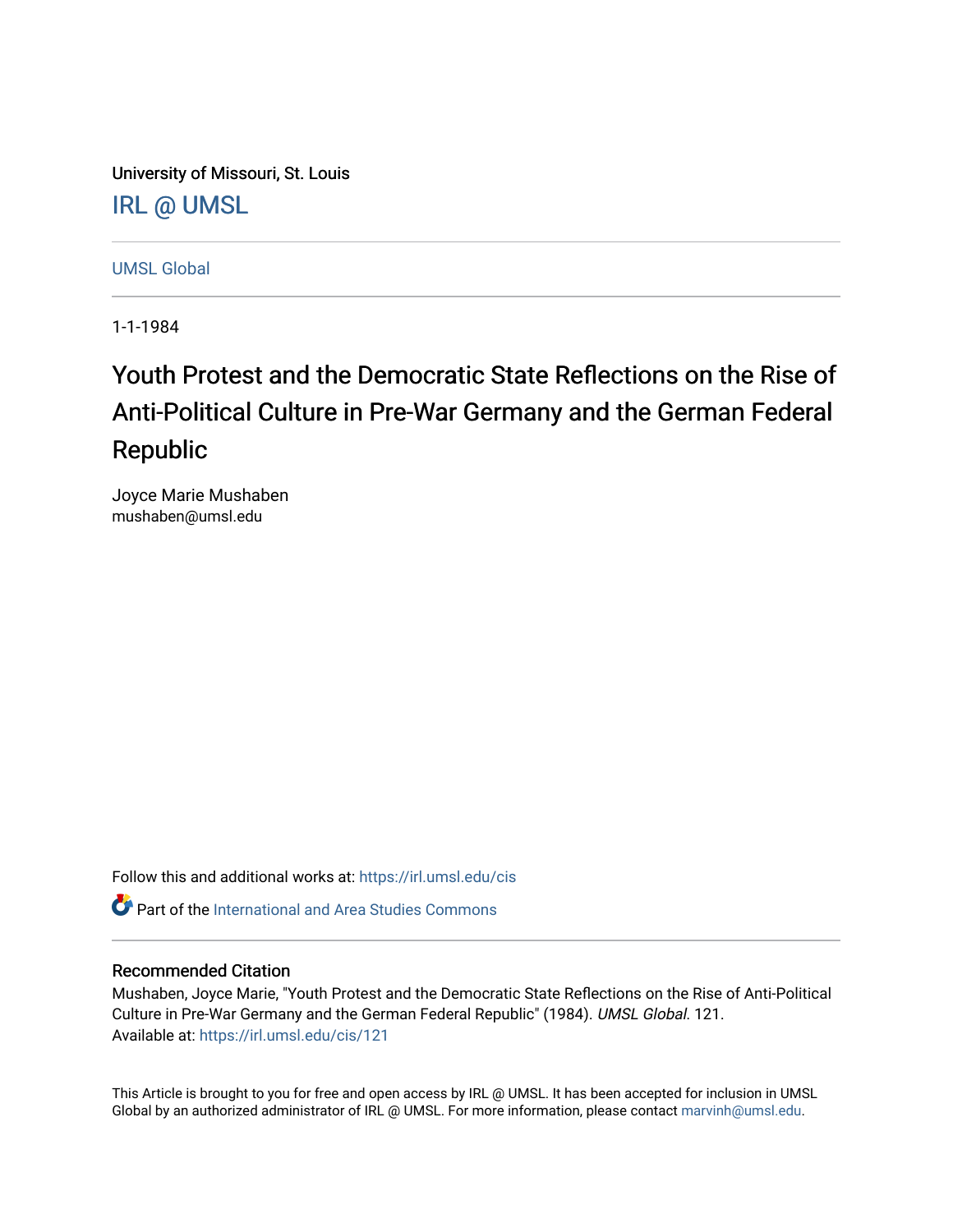University of Missouri, St. Louis

IRL @ UMSL

UMSL Global

1-1-1984

# Youth Protest and the Democratic State Reflections on the Rise of Anti-Political Culture in Pre-War Germany and the German Federal Republic

Joyce Marie Mushaben
mushaben@umsl.edu

Follow this and additional works at: https://irl.umsl.edu/cis

Part of the International and Area Studies Commons

## Recommended Citation

Mushaben, Joyce Marie, "Youth Protest and the Democratic State Reflections on the Rise of Anti-Political Culture in Pre-War Germany and the German Federal Republic" (1984). *UMSL Global*. 121.
Available at: https://irl.umsl.edu/cis/121

This Article is brought to you for free and open access by IRL @ UMSL. It has been accepted for inclusion in UMSL Global by an authorized administrator of IRL @ UMSL. For more information, please contact marvinh@umsl.edu.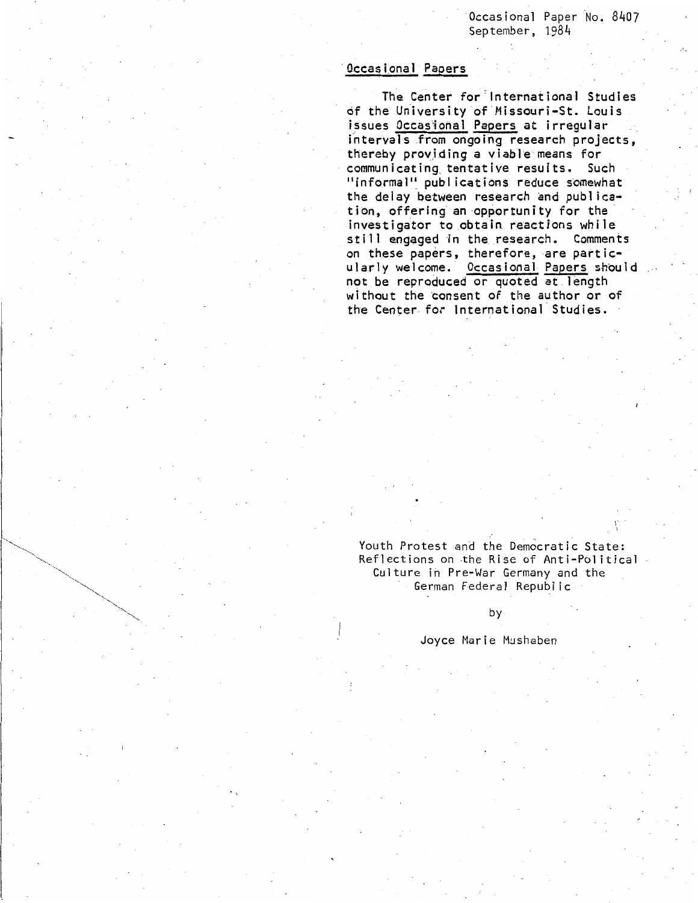Occasional Paper No. 8407
September, 1984

## Occasional Papers

The Center for International Studies of the University of Missouri-St. Louis issues Occasional Papers at irregular intervals from ongoing research projects, thereby providing a viable means for communicating tentative results. Such "informal" publications reduce somewhat the delay between research and publication, offering an opportunity for the investigator to obtain reactions while still engaged in the research. Comments on these papers, therefore, are particularly welcome. Occasional Papers should not be reproduced or quoted at length without the consent of the author or of the Center for International Studies.

# Youth Protest and the Democratic State: Reflections on the Rise of Anti-Political Culture in Pre-War Germany and the German Federal Republic

by

Joyce Marie Mushaben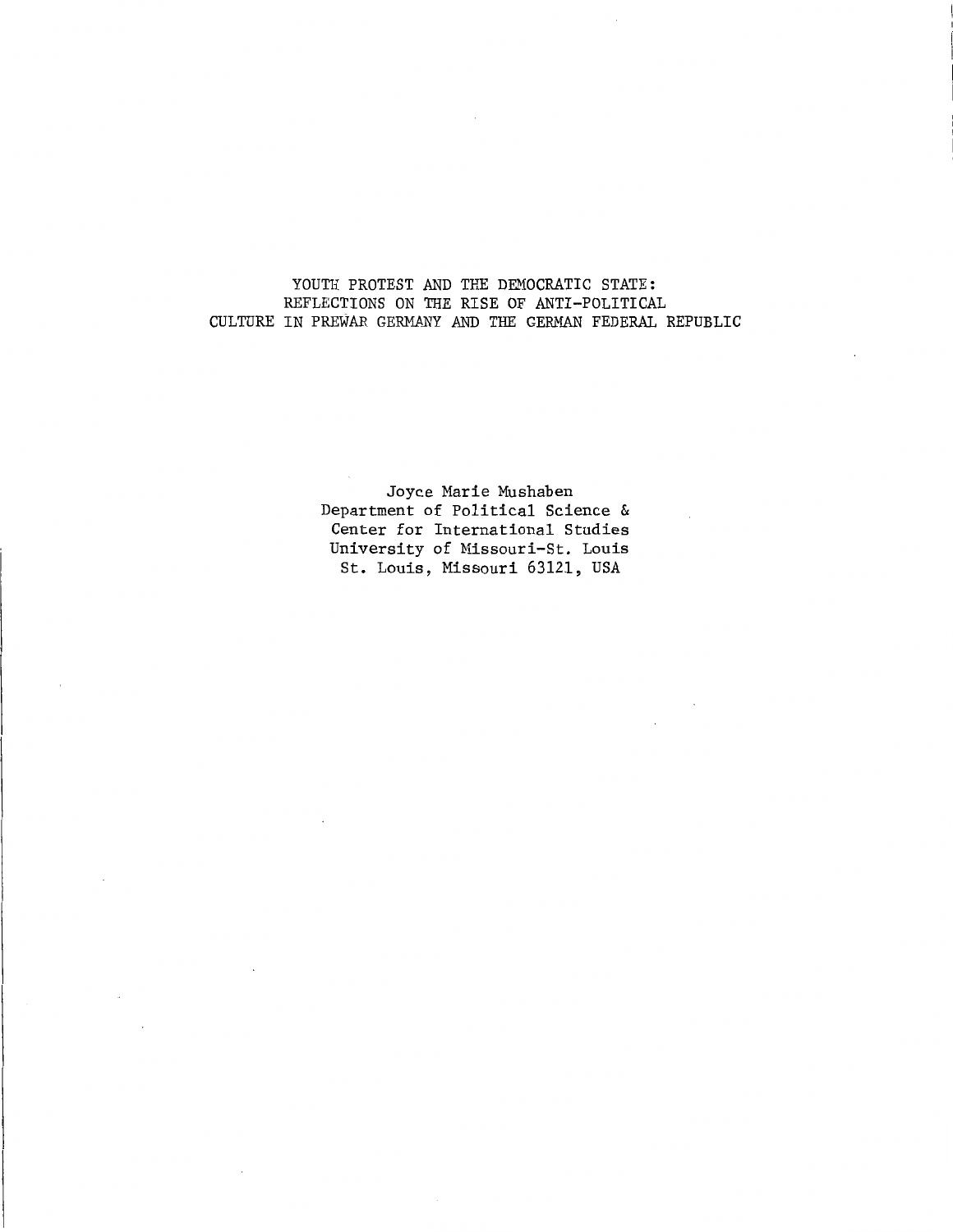# YOUTH PROTEST AND THE DEMOCRATIC STATE: REFLECTIONS ON THE RISE OF ANTI-POLITICAL CULTURE IN PREWAR GERMANY AND THE GERMAN FEDERAL REPUBLIC

Joyce Marie Mushaben
Department of Political Science &
Center for International Studies
University of Missouri-St. Louis
St. Louis, Missouri 63121, USA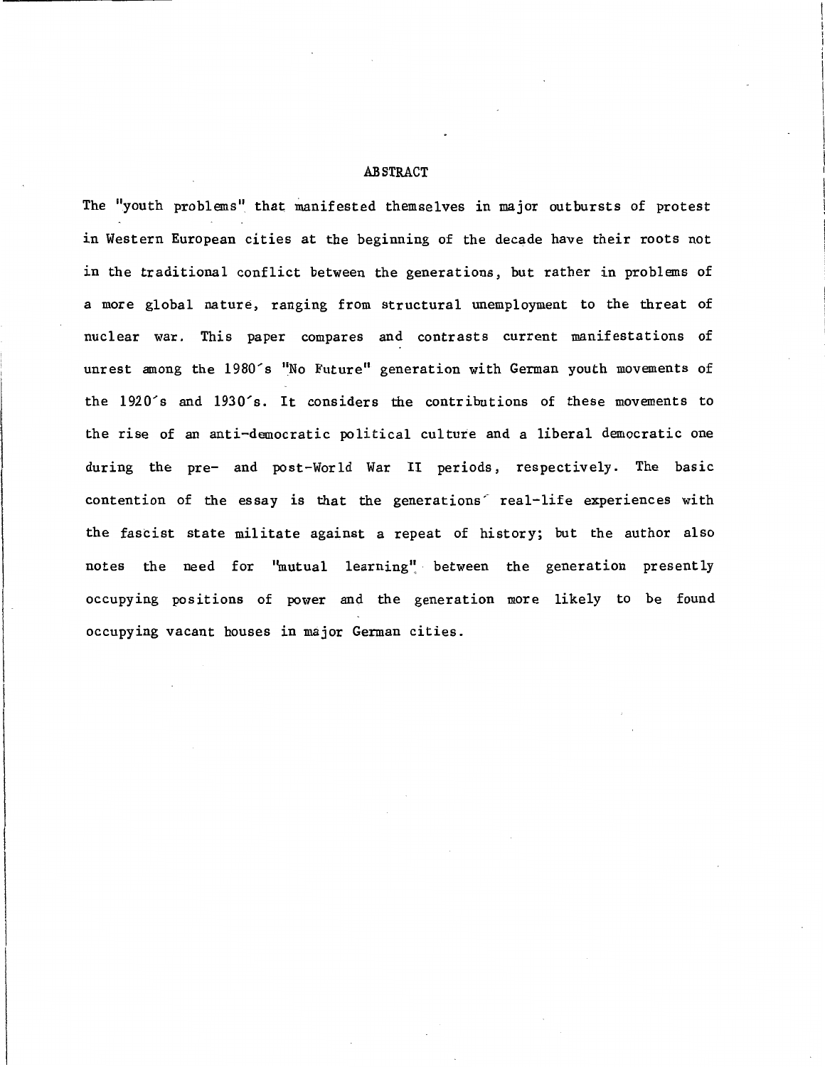## ABSTRACT

The "youth problems" that manifested themselves in major outbursts of protest in Western European cities at the beginning of the decade have their roots not in the traditional conflict between the generations, but rather in problems of a more global nature, ranging from structural unemployment to the threat of nuclear war. This paper compares and contrasts current manifestations of unrest among the 1980's "No Future" generation with German youth movements of the 1920's and 1930's. It considers the contributions of these movements to the rise of an anti-democratic political culture and a liberal democratic one during the pre- and post-World War II periods, respectively. The basic contention of the essay is that the generations' real-life experiences with the fascist state militate against a repeat of history; but the author also notes the need for "mutual learning" between the generation presently occupying positions of power and the generation more likely to be found occupying vacant houses in major German cities.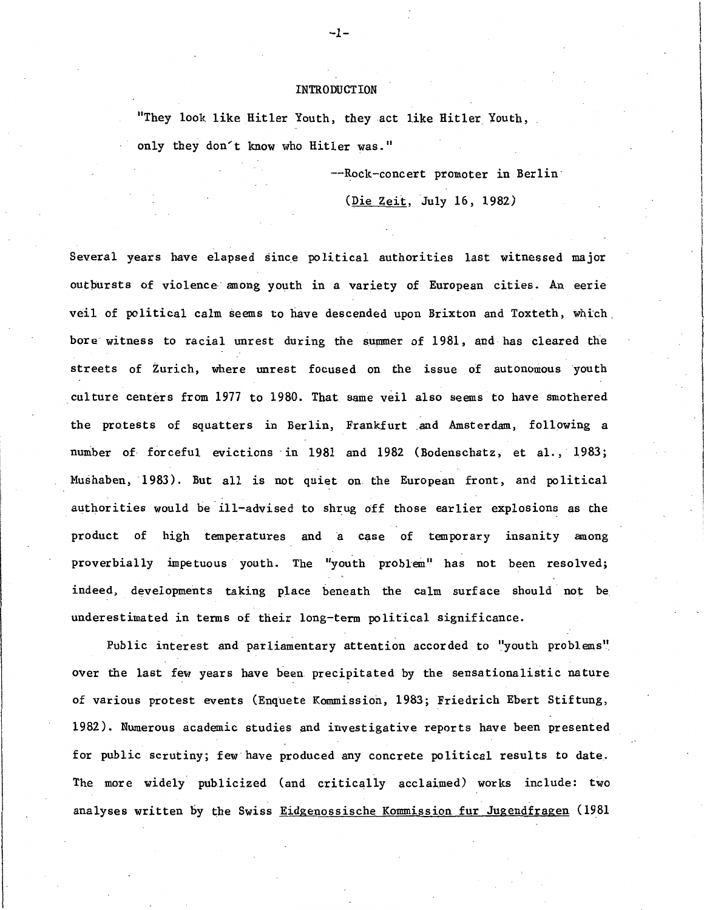# INTRODUCTION

"They look like Hitler Youth, they act like Hitler Youth, only they don't know who Hitler was."

—Rock-concert promoter in Berlin (*Die Zeit*, July 16, 1982)

Several years have elapsed since political authorities last witnessed major outbursts of violence among youth in a variety of European cities. An eerie veil of political calm seems to have descended upon Brixton and Toxteth, which bore witness to racial unrest during the summer of 1981, and has cleared the streets of Zurich, where unrest focused on the issue of autonomous youth culture centers from 1977 to 1980. That same veil also seems to have smothered the protests of squatters in Berlin, Frankfurt and Amsterdam, following a number of forceful evictions in 1981 and 1982 (Bodenschatz, et al., 1983; Mushaben, 1983). But all is not quiet on the European front, and political authorities would be ill-advised to shrug off those earlier explosions as the product of high temperatures and a case of temporary insanity among proverbially impetuous youth. The "youth problem" has not been resolved; indeed, developments taking place beneath the calm surface should not be underestimated in terms of their long-term political significance.

Public interest and parliamentary attention accorded to "youth problems" over the last few years have been precipitated by the sensationalistic nature of various protest events (Enquete Kommission, 1983; Friedrich Ebert Stiftung, 1982). Numerous academic studies and investigative reports have been presented for public scrutiny; few have produced any concrete political results to date. The more widely publicized (and critically acclaimed) works include: two analyses written by the Swiss *Eidgenossische Kommission fur Jugendfragen* (1981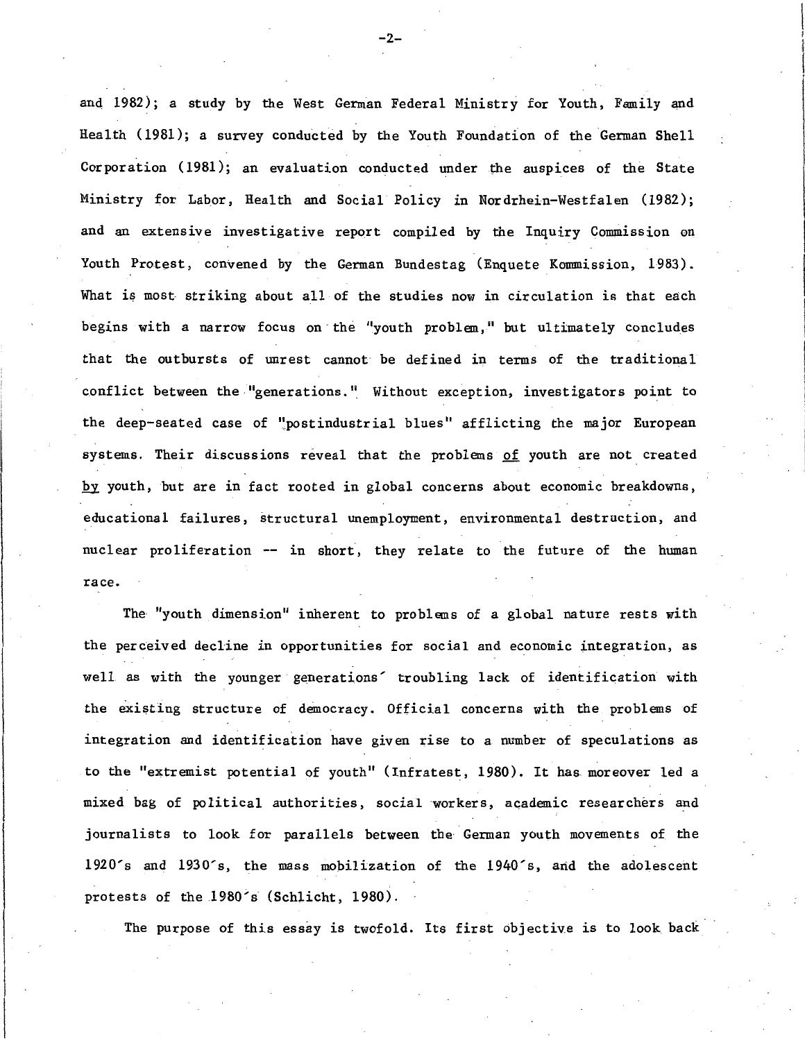and 1982); a study by the West German Federal Ministry for Youth, Family and Health (1981); a survey conducted by the Youth Foundation of the German Shell Corporation (1981); an evaluation conducted under the auspices of the State Ministry for Labor, Health and Social Policy in Nordrhein-Westfalen (1982); and an extensive investigative report compiled by the Inquiry Commission on Youth Protest, convened by the German Bundestag (Enquete Kommission, 1983). What is most striking about all of the studies now in circulation is that each begins with a narrow focus on the "youth problem," but ultimately concludes that the outbursts of unrest cannot be defined in terms of the traditional conflict between the "generations." Without exception, investigators point to the deep-seated case of "postindustrial blues" afflicting the major European systems. Their discussions reveal that the problems <u>of</u> youth are not created <u>by</u> youth, but are in fact rooted in global concerns about economic breakdowns, educational failures, structural unemployment, environmental destruction, and nuclear proliferation -- in short, they relate to the future of the human race.

The "youth dimension" inherent to problems of a global nature rests with the perceived decline in opportunities for social and economic integration, as well as with the younger generations' troubling lack of identification with the existing structure of democracy. Official concerns with the problems of integration and identification have given rise to a number of speculations as to the "extremist potential of youth" (Infratest, 1980). It has moreover led a mixed bag of political authorities, social workers, academic researchers and journalists to look for parallels between the German youth movements of the 1920's and 1930's, the mass mobilization of the 1940's, and the adolescent protests of the 1980's (Schlicht, 1980).

The purpose of this essay is twofold. Its first objective is to look back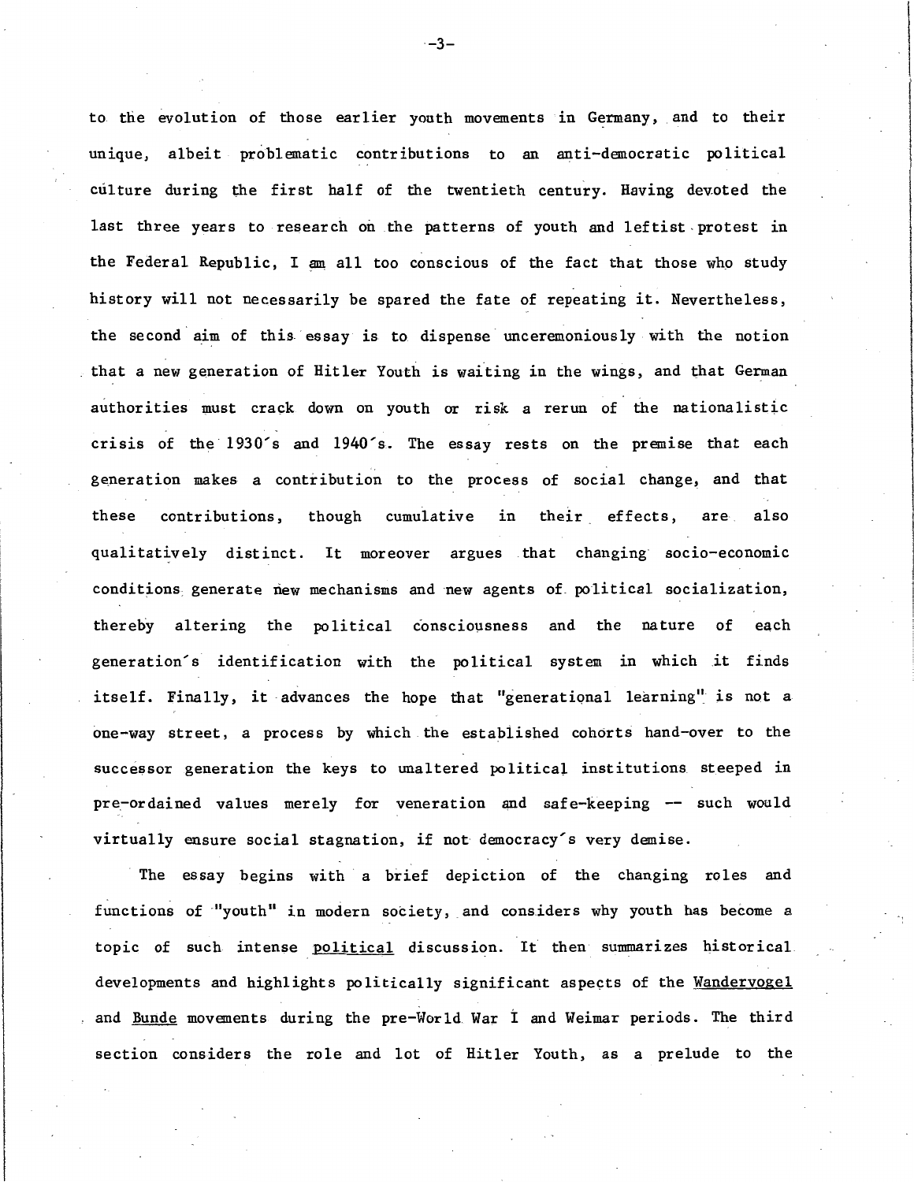to the evolution of those earlier youth movements in Germany, and to their unique, albeit problematic contributions to an anti-democratic political culture during the first half of the twentieth century. Having devoted the last three years to research on the patterns of youth and leftist protest in the Federal Republic, I am all too conscious of the fact that those who study history will not necessarily be spared the fate of repeating it. Nevertheless, the second aim of this essay is to dispense unceremoniously with the notion that a new generation of Hitler Youth is waiting in the wings, and that German authorities must crack down on youth or risk a rerun of the nationalistic crisis of the 1930's and 1940's. The essay rests on the premise that each generation makes a contribution to the process of social change, and that these contributions, though cumulative in their effects, are also qualitatively distinct. It moreover argues that changing socio-economic conditions generate new mechanisms and new agents of political socialization, thereby altering the political consciousness and the nature of each generation's identification with the political system in which it finds itself. Finally, it advances the hope that "generational learning" is not a one-way street, a process by which the established cohorts hand-over to the successor generation the keys to unaltered political institutions steeped in pre-ordained values merely for veneration and safe-keeping -- such would virtually ensure social stagnation, if not democracy's very demise.

The essay begins with a brief depiction of the changing roles and functions of "youth" in modern society, and considers why youth has become a topic of such intense <u>political</u> discussion. It then summarizes historical developments and highlights politically significant aspects of the <u>Wandervogel</u> and <u>Bunde</u> movements during the pre-World War I and Weimar periods. The third section considers the role and lot of Hitler Youth, as a prelude to the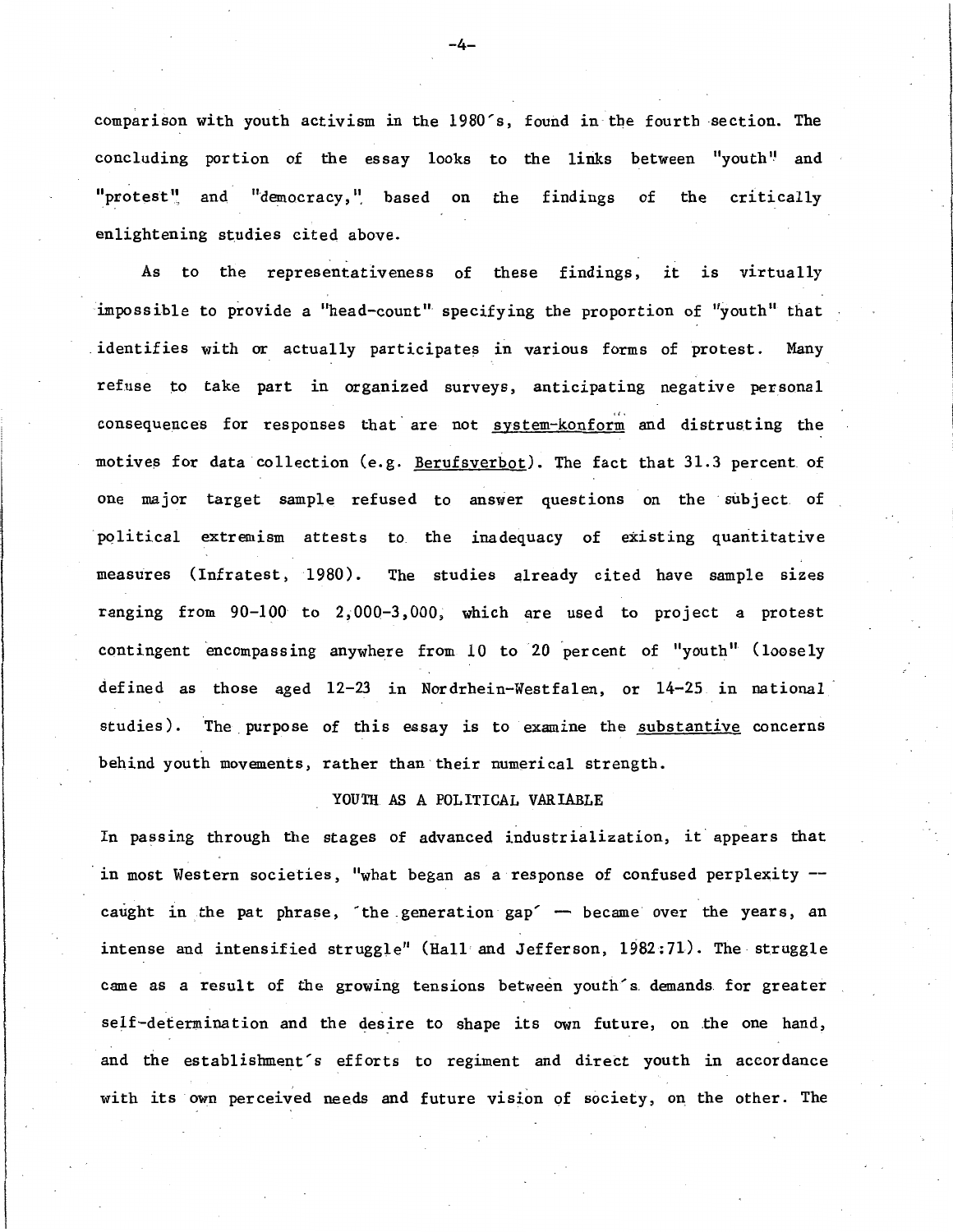comparison with youth activism in the 1980's, found in the fourth section. The concluding portion of the essay looks to the links between "youth" and "protest" and "democracy," based on the findings of the critically enlightening studies cited above.

As to the representativeness of these findings, it is virtually impossible to provide a "head-count" specifying the proportion of "youth" that identifies with or actually participates in various forms of protest. Many refuse to take part in organized surveys, anticipating negative personal consequences for responses that are not _system-konform_ and distrusting the motives for data collection (e.g. _Berufsverbot_). The fact that 31.3 percent of one major target sample refused to answer questions on the subject of political extremism attests to the inadequacy of existing quantitative measures (Infratest, 1980). The studies already cited have sample sizes ranging from 90-100 to 2,000-3,000, which are used to project a protest contingent encompassing anywhere from 10 to 20 percent of "youth" (loosely defined as those aged 12-23 in Nordrhein-Westfalen, or 14-25 in national studies). The purpose of this essay is to examine the _substantive_ concerns behind youth movements, rather than their numerical strength.

## YOUTH AS A POLITICAL VARIABLE

In passing through the stages of advanced industrialization, it appears that in most Western societies, "what began as a response of confused perplexity -- caught in the pat phrase, 'the generation gap' -- became over the years, an intense and intensified struggle" (Hall and Jefferson, 1982:71). The struggle came as a result of the growing tensions between youth's demands for greater self-determination and the desire to shape its own future, on the one hand, and the establishment's efforts to regiment and direct youth in accordance with its own perceived needs and future vision of society, on the other. The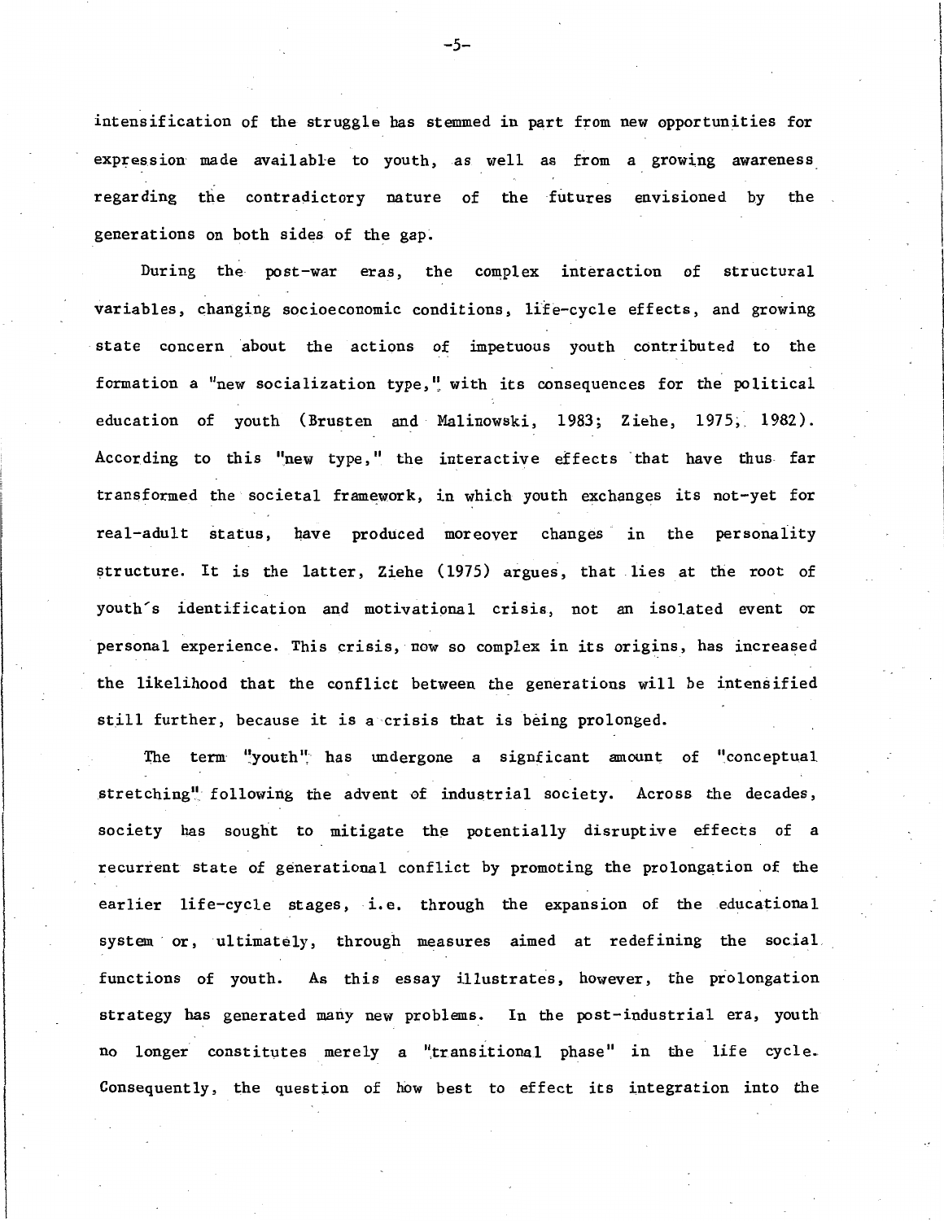intensification of the struggle has stemmed in part from new opportunities for expression made available to youth, as well as from a growing awareness regarding the contradictory nature of the futures envisioned by the generations on both sides of the gap.

During the post-war eras, the complex interaction of structural variables, changing socioeconomic conditions, life-cycle effects, and growing state concern about the actions of impetuous youth contributed to the formation a "new socialization type," with its consequences for the political education of youth (Brusten and Malinowski, 1983; Ziehe, 1975, 1982). According to this "new type," the interactive effects that have thus far transformed the societal framework, in which youth exchanges its not-yet for real-adult status, have produced moreover changes in the personality structure. It is the latter, Ziehe (1975) argues, that lies at the root of youth's identification and motivational crisis, not an isolated event or personal experience. This crisis, now so complex in its origins, has increased the likelihood that the conflict between the generations will be intensified still further, because it is a crisis that is being prolonged.

The term "youth" has undergone a signficant amount of "conceptual stretching" following the advent of industrial society. Across the decades, society has sought to mitigate the potentially disruptive effects of a recurrent state of generational conflict by promoting the prolongation of the earlier life-cycle stages, i.e. through the expansion of the educational system or, ultimately, through measures aimed at redefining the social functions of youth. As this essay illustrates, however, the prolongation strategy has generated many new problems. In the post-industrial era, youth no longer constitutes merely a "transitional phase" in the life cycle. Consequently, the question of how best to effect its integration into the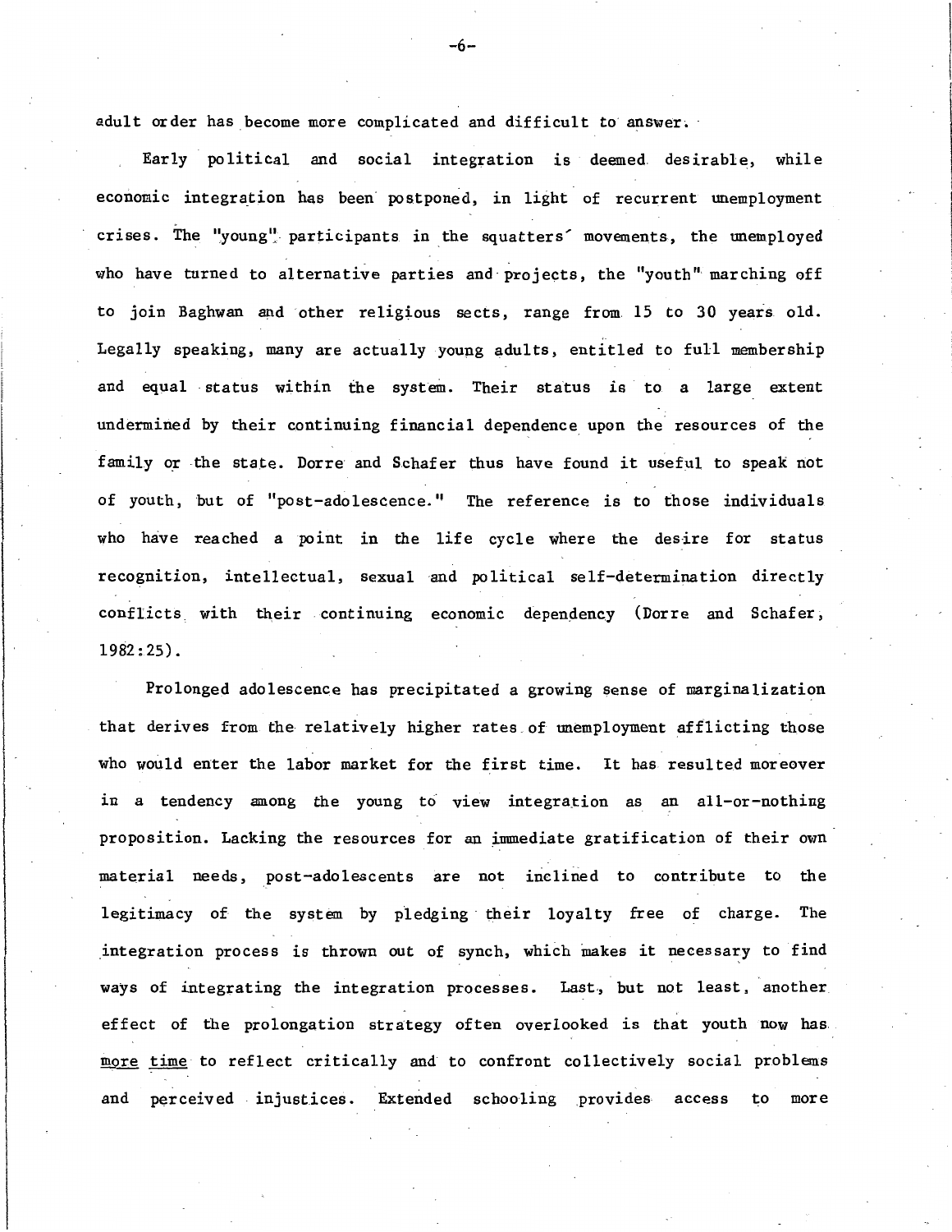adult order has become more complicated and difficult to answer.

Early political and social integration is deemed desirable, while economic integration has been postponed, in light of recurrent unemployment crises. The "young" participants in the squatters' movements, the unemployed who have turned to alternative parties and projects, the "youth" marching off to join Baghwan and other religious sects, range from 15 to 30 years old. Legally speaking, many are actually young adults, entitled to full membership and equal status within the system. Their status is to a large extent undermined by their continuing financial dependence upon the resources of the family or the state. Dorre and Schafer thus have found it useful to speak not of youth, but of "post-adolescence." The reference is to those individuals who have reached a point in the life cycle where the desire for status recognition, intellectual, sexual and political self-determination directly conflicts with their continuing economic dependency (Dorre and Schafer, 1982:25).

Prolonged adolescence has precipitated a growing sense of marginalization that derives from the relatively higher rates of unemployment afflicting those who would enter the labor market for the first time. It has resulted moreover in a tendency among the young to view integration as an all-or-nothing proposition. Lacking the resources for an immediate gratification of their own material needs, post-adolescents are not inclined to contribute to the legitimacy of the system by pledging their loyalty free of charge. The integration process is thrown out of synch, which makes it necessary to find ways of integrating the integration processes. Last, but not least, another effect of the prolongation strategy often overlooked is that youth now has <u>more time</u> to reflect critically and to confront collectively social problems and perceived injustices. Extended schooling provides access to more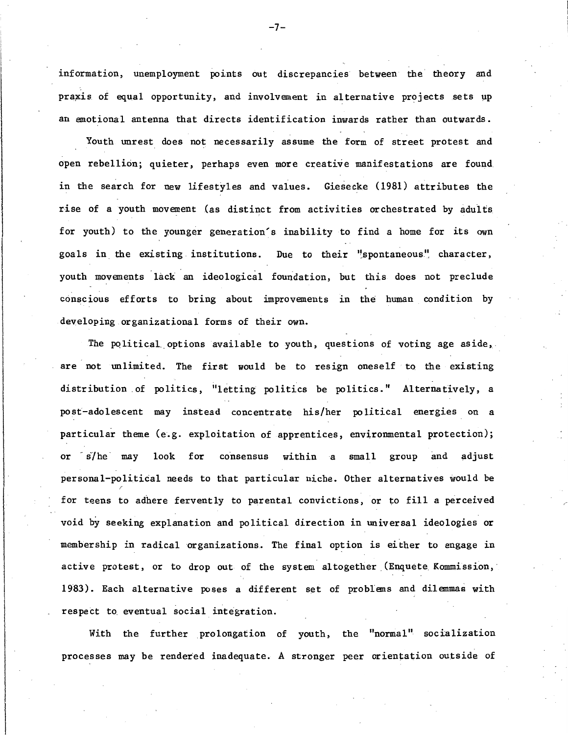information, unemployment points out discrepancies between the theory and praxis of equal opportunity, and involvement in alternative projects sets up an emotional antenna that directs identification inwards rather than outwards.

Youth unrest does not necessarily assume the form of street protest and open rebellion; quieter, perhaps even more creative manifestations are found in the search for new lifestyles and values. Giesecke (1981) attributes the rise of a youth movement (as distinct from activities orchestrated by adults for youth) to the younger generation's inability to find a home for its own goals in the existing institutions. Due to their "spontaneous" character, youth movements lack an ideological foundation, but this does not preclude conscious efforts to bring about improvements in the human condition by developing organizational forms of their own.

The political options available to youth, questions of voting age aside, are not unlimited. The first would be to resign oneself to the existing distribution of politics, "letting politics be politics." Alternatively, a post-adolescent may instead concentrate his/her political energies on a particular theme (e.g. exploitation of apprentices, environmental protection); or s/he may look for consensus within a small group and adjust personal-political needs to that particular niche. Other alternatives would be for teens to adhere fervently to parental convictions, or to fill a perceived void by seeking explanation and political direction in universal ideologies or membership in radical organizations. The final option is either to engage in active protest, or to drop out of the system altogether (Enquete Kommission, 1983). Each alternative poses a different set of problems and dilemmas with respect to eventual social integration.

With the further prolongation of youth, the "normal" socialization processes may be rendered inadequate. A stronger peer orientation outside of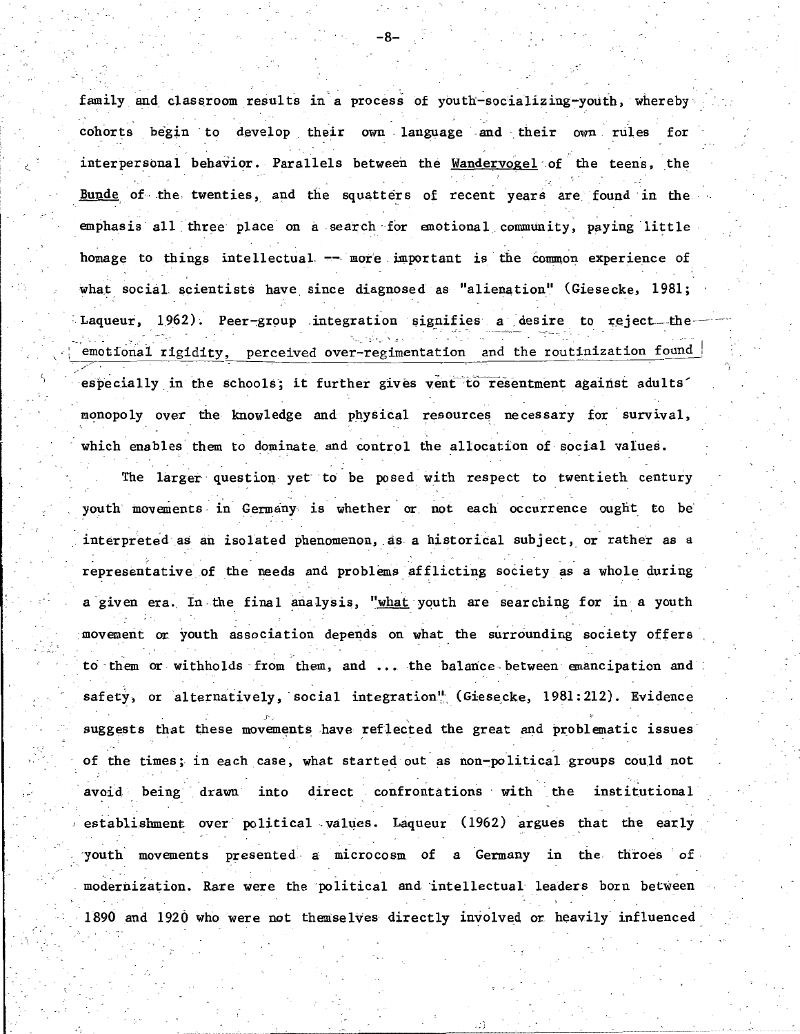family and classroom results in a process of youth-socializing-youth, whereby cohorts begin to develop their own language and their own rules for interpersonal behavior. Parallels between the Wandervogel of the teens, the Bunde of the twenties, and the squatters of recent years are found in the emphasis all three place on a search for emotional community, paying little homage to things intellectual -- more important is the common experience of what social scientists have since diagnosed as "alienation" (Giesecke, 1981; Laqueur, 1962). Peer-group integration signifies a desire to reject the emotional rigidity, perceived over-regimentation and the routinization found especially in the schools; it further gives vent to resentment against adults' monopoly over the knowledge and physical resources necessary for survival, which enables them to dominate and control the allocation of social values.

The larger question yet to be posed with respect to twentieth century youth movements in Germany is whether or not each occurrence ought to be interpreted as an isolated phenomenon, as a historical subject, or rather as a representative of the needs and problems afflicting society as a whole during a given era. In the final analysis, "what youth are searching for in a youth movement or youth association depends on what the surrounding society offers to them or withholds from them, and ... the balance between emancipation and safety, or alternatively, social integration" (Giesecke, 1981:212). Evidence suggests that these movements have reflected the great and problematic issues of the times; in each case, what started out as non-political groups could not avoid being drawn into direct confrontations with the institutional establishment over political values. Laqueur (1962) argues that the early youth movements presented a microcosm of a Germany in the throes of modernization. Rare were the political and intellectual leaders born between 1890 and 1920 who were not themselves directly involved or heavily influenced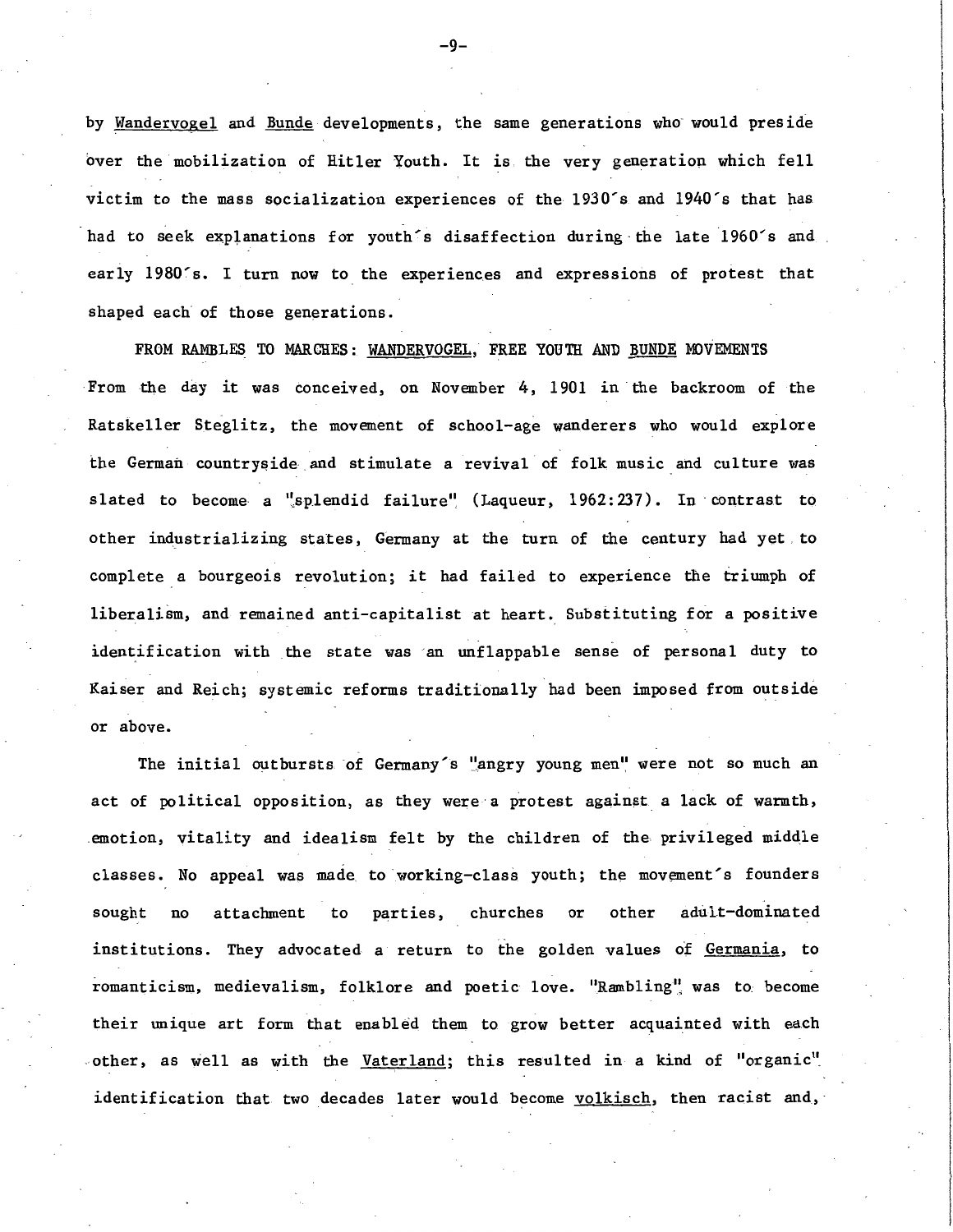by *Wandervogel* and *Bunde* developments, the same generations who would preside over the mobilization of Hitler Youth. It is the very generation which fell victim to the mass socialization experiences of the 1930's and 1940's that has had to seek explanations for youth's disaffection during the late 1960's and early 1980's. I turn now to the experiences and expressions of protest that shaped each of those generations.

## FROM RAMBLES TO MARCHES: *WANDERVOGEL*, FREE YOUTH AND *BUNDE* MOVEMENTS

From the day it was conceived, on November 4, 1901 in the backroom of the Ratskeller Steglitz, the movement of school-age wanderers who would explore the German countryside and stimulate a revival of folk music and culture was slated to become a "splendid failure" (Laqueur, 1962:237). In contrast to other industrializing states, Germany at the turn of the century had yet to complete a bourgeois revolution; it had failed to experience the triumph of liberalism, and remained anti-capitalist at heart. Substituting for a positive identification with the state was an unflappable sense of personal duty to Kaiser and Reich; systemic reforms traditionally had been imposed from outside or above.

The initial outbursts of Germany's "angry young men" were not so much an act of political opposition, as they were a protest against a lack of warmth, emotion, vitality and idealism felt by the children of the privileged middle classes. No appeal was made to working-class youth; the movement's founders sought no attachment to parties, churches or other adult-dominated institutions. They advocated a return to the golden values of *Germania*, to romanticism, medievalism, folklore and poetic love. "Rambling" was to become their unique art form that enabled them to grow better acquainted with each other, as well as with the *Vaterland*; this resulted in a kind of "organic" identification that two decades later would become *volkisch*, then racist and,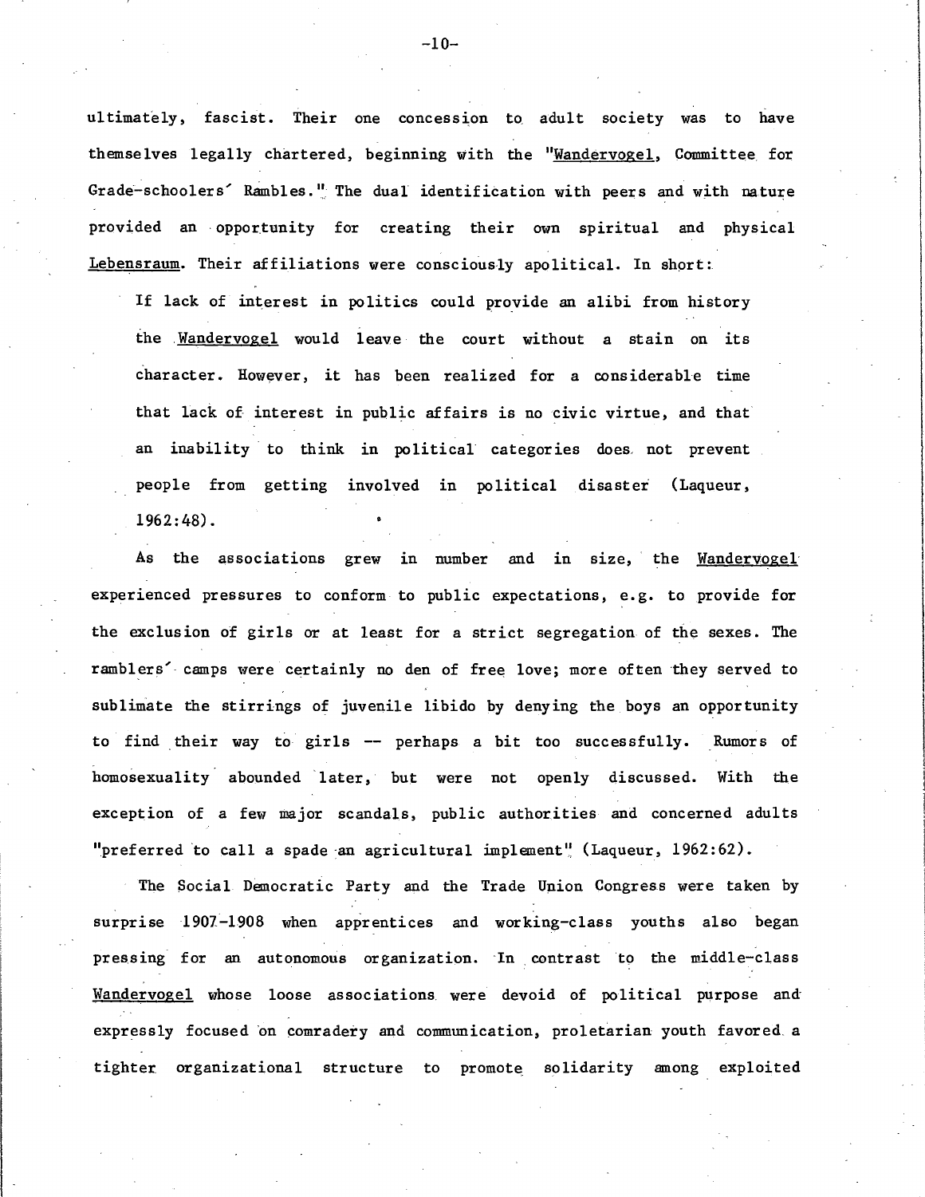ultimately, fascist. Their one concession to adult society was to have themselves legally chartered, beginning with the "*Wandervogel*, Committee for Grade-schoolers' Rambles." The dual identification with peers and with nature provided an opportunity for creating their own spiritual and physical *Lebensraum*. Their affiliations were consciously apolitical. In short:

> If lack of interest in politics could provide an alibi from history the *Wandervogel* would leave the court without a stain on its character. However, it has been realized for a considerable time that lack of interest in public affairs is no civic virtue, and that an inability to think in political categories does not prevent people from getting involved in political disaster (Laqueur, 1962:48).

As the associations grew in number and in size, the *Wandervogel* experienced pressures to conform to public expectations, e.g. to provide for the exclusion of girls or at least for a strict segregation of the sexes. The ramblers' camps were certainly no den of free love; more often they served to sublimate the stirrings of juvenile libido by denying the boys an opportunity to find their way to girls -- perhaps a bit too successfully. Rumors of homosexuality abounded later, but were not openly discussed. With the exception of a few major scandals, public authorities and concerned adults "preferred to call a spade an agricultural implement" (Laqueur, 1962:62).

The Social Democratic Party and the Trade Union Congress were taken by surprise 1907-1908 when apprentices and working-class youths also began pressing for an autonomous organization. In contrast to the middle-class *Wandervogel* whose loose associations were devoid of political purpose and expressly focused on comradery and communication, proletarian youth favored a tighter organizational structure to promote solidarity among exploited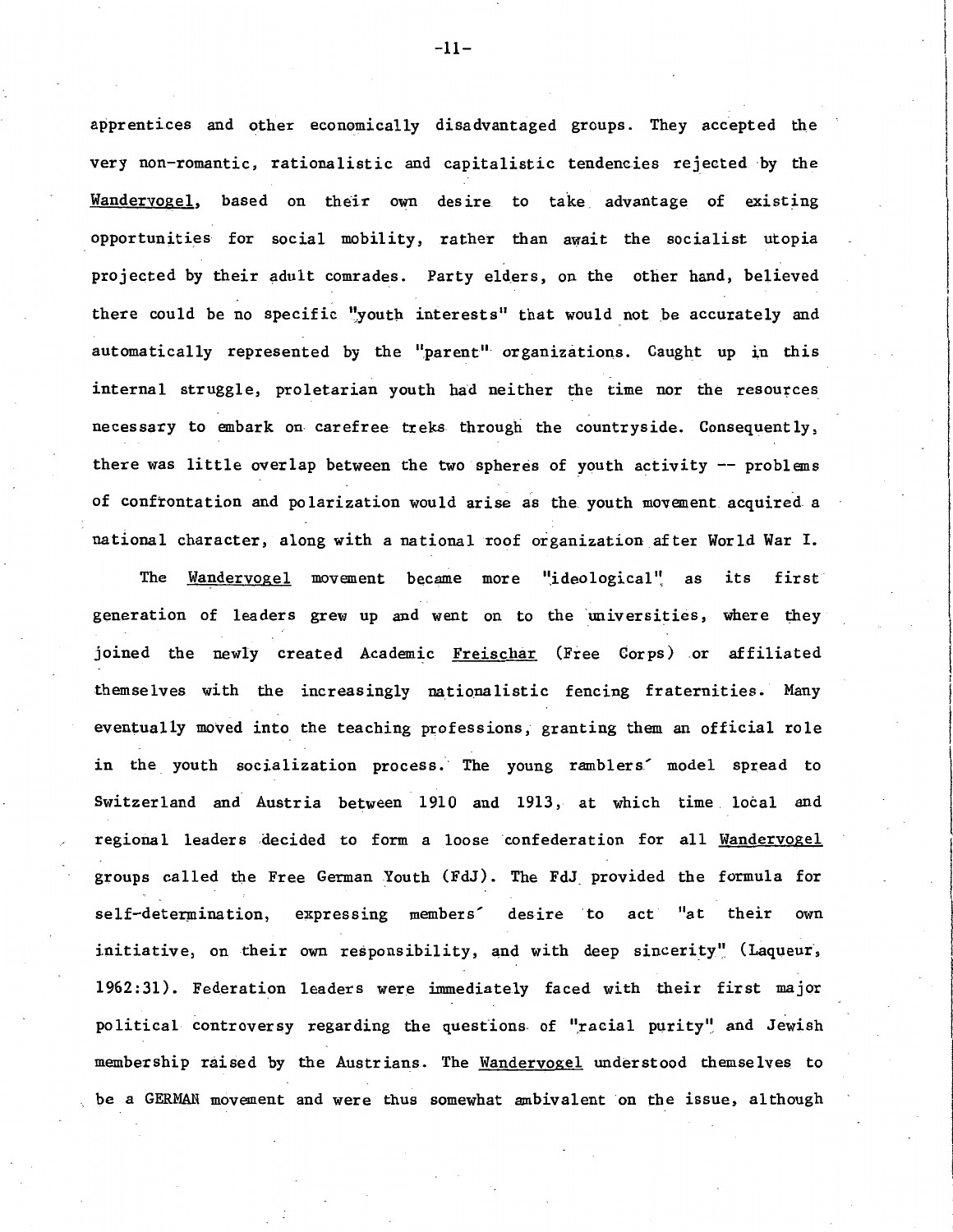apprentices and other economically disadvantaged groups. They accepted the very non-romantic, rationalistic and capitalistic tendencies rejected by the _Wandervogel_, based on their own desire to take advantage of existing opportunities for social mobility, rather than await the socialist utopia projected by their adult comrades. Party elders, on the other hand, believed there could be no specific "youth interests" that would not be accurately and automatically represented by the "parent" organizations. Caught up in this internal struggle, proletarian youth had neither the time nor the resources necessary to embark on carefree treks through the countryside. Consequently, there was little overlap between the two spheres of youth activity -- problems of confrontation and polarization would arise as the youth movement acquired a national character, along with a national roof organization after World War I.

The _Wandervogel_ movement became more "ideological" as its first generation of leaders grew up and went on to the universities, where they joined the newly created Academic _Freischar_ (Free Corps) or affiliated themselves with the increasingly nationalistic fencing fraternities. Many eventually moved into the teaching professions, granting them an official role in the youth socialization process. The young ramblers' model spread to Switzerland and Austria between 1910 and 1913, at which time local and regional leaders decided to form a loose confederation for all _Wandervogel_ groups called the Free German Youth (FdJ). The FdJ provided the formula for self-determination, expressing members' desire to act "at their own initiative, on their own responsibility, and with deep sincerity" (Laqueur, 1962:31). Federation leaders were immediately faced with their first major political controversy regarding the questions of "racial purity" and Jewish membership raised by the Austrians. The _Wandervogel_ understood themselves to be a GERMAN movement and were thus somewhat ambivalent on the issue, although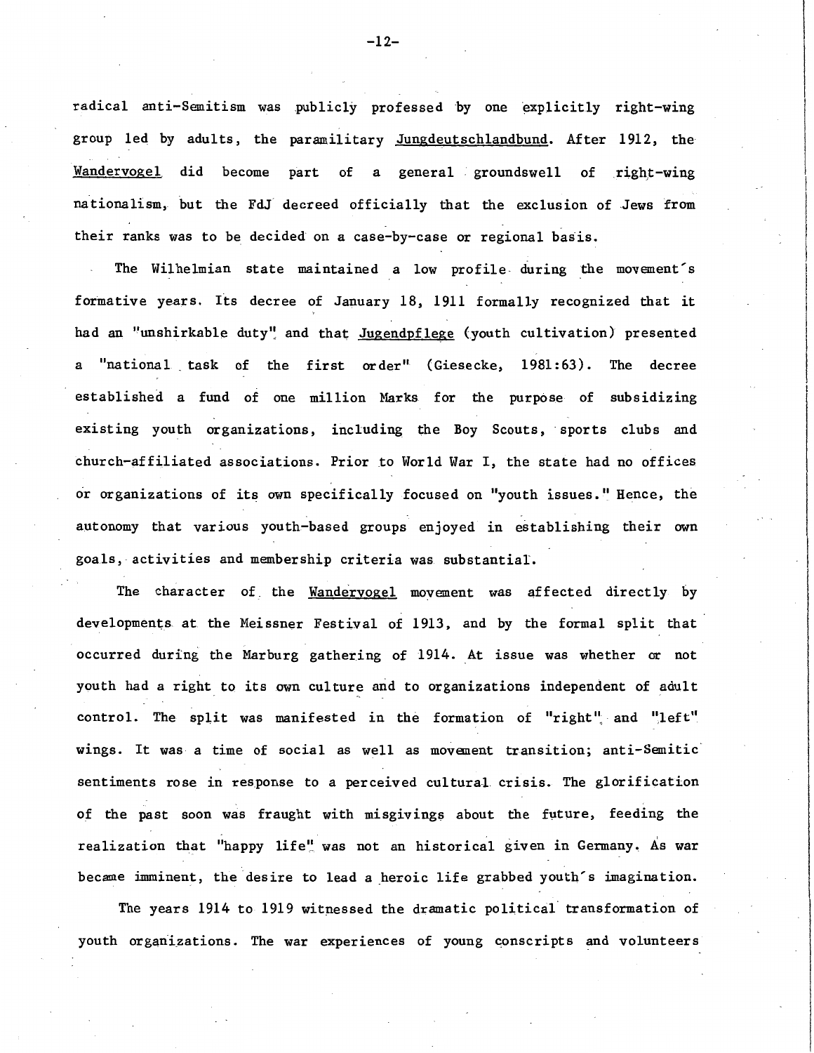radical anti-Semitism was publicly professed by one explicitly right-wing group led by adults, the paramilitary _Jungdeutschlandbund_. After 1912, the _Wandervogel_ did become part of a general groundswell of right-wing nationalism, but the FdJ decreed officially that the exclusion of Jews from their ranks was to be decided on a case-by-case or regional basis.

The Wilhelmian state maintained a low profile during the movement's formative years. Its decree of January 18, 1911 formally recognized that it had an "unshirkable duty" and that _Jugendpflege_ (youth cultivation) presented a "national task of the first order" (Giesecke, 1981:63). The decree established a fund of one million Marks for the purpose of subsidizing existing youth organizations, including the Boy Scouts, sports clubs and church-affiliated associations. Prior to World War I, the state had no offices or organizations of its own specifically focused on "youth issues." Hence, the autonomy that various youth-based groups enjoyed in establishing their own goals, activities and membership criteria was substantial.

The character of the _Wandervogel_ movement was affected directly by developments at the Meissner Festival of 1913, and by the formal split that occurred during the Marburg gathering of 1914. At issue was whether or not youth had a right to its own culture and to organizations independent of adult control. The split was manifested in the formation of "right" and "left" wings. It was a time of social as well as movement transition; anti-Semitic sentiments rose in response to a perceived cultural crisis. The glorification of the past soon was fraught with misgivings about the future, feeding the realization that "happy life" was not an historical given in Germany. As war became imminent, the desire to lead a heroic life grabbed youth's imagination.

The years 1914 to 1919 witnessed the dramatic political transformation of youth organizations. The war experiences of young conscripts and volunteers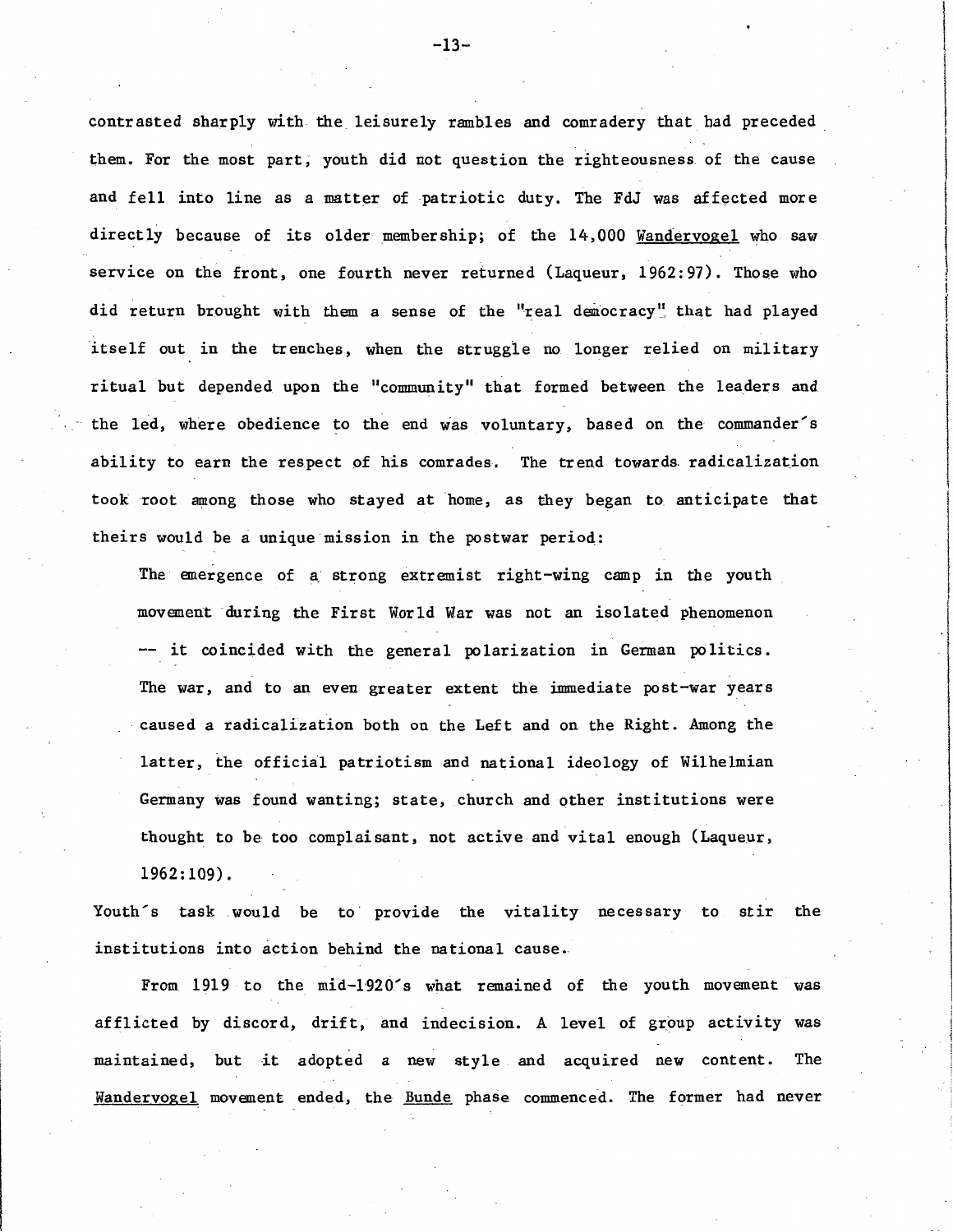contrasted sharply with the leisurely rambles and comradery that had preceded them. For the most part, youth did not question the righteousness of the cause and fell into line as a matter of patriotic duty. The FdJ was affected more directly because of its older membership; of the 14,000 _Wandervogel_ who saw service on the front, one fourth never returned (Laqueur, 1962:97). Those who did return brought with them a sense of the "real democracy" that had played itself out in the trenches, when the struggle no longer relied on military ritual but depended upon the "community" that formed between the leaders and the led, where obedience to the end was voluntary, based on the commander's ability to earn the respect of his comrades. The trend towards radicalization took root among those who stayed at home, as they began to anticipate that theirs would be a unique mission in the postwar period:

> The emergence of a strong extremist right-wing camp in the youth movement during the First World War was not an isolated phenomenon -- it coincided with the general polarization in German politics. The war, and to an even greater extent the immediate post-war years caused a radicalization both on the Left and on the Right. Among the latter, the official patriotism and national ideology of Wilhelmian Germany was found wanting; state, church and other institutions were thought to be too complaisant, not active and vital enough (Laqueur, 1962:109).

Youth's task would be to provide the vitality necessary to stir the institutions into action behind the national cause.

From 1919 to the mid-1920's what remained of the youth movement was afflicted by discord, drift, and indecision. A level of group activity was maintained, but it adopted a new style and acquired new content. The _Wandervogel_ movement ended, the _Bunde_ phase commenced. The former had never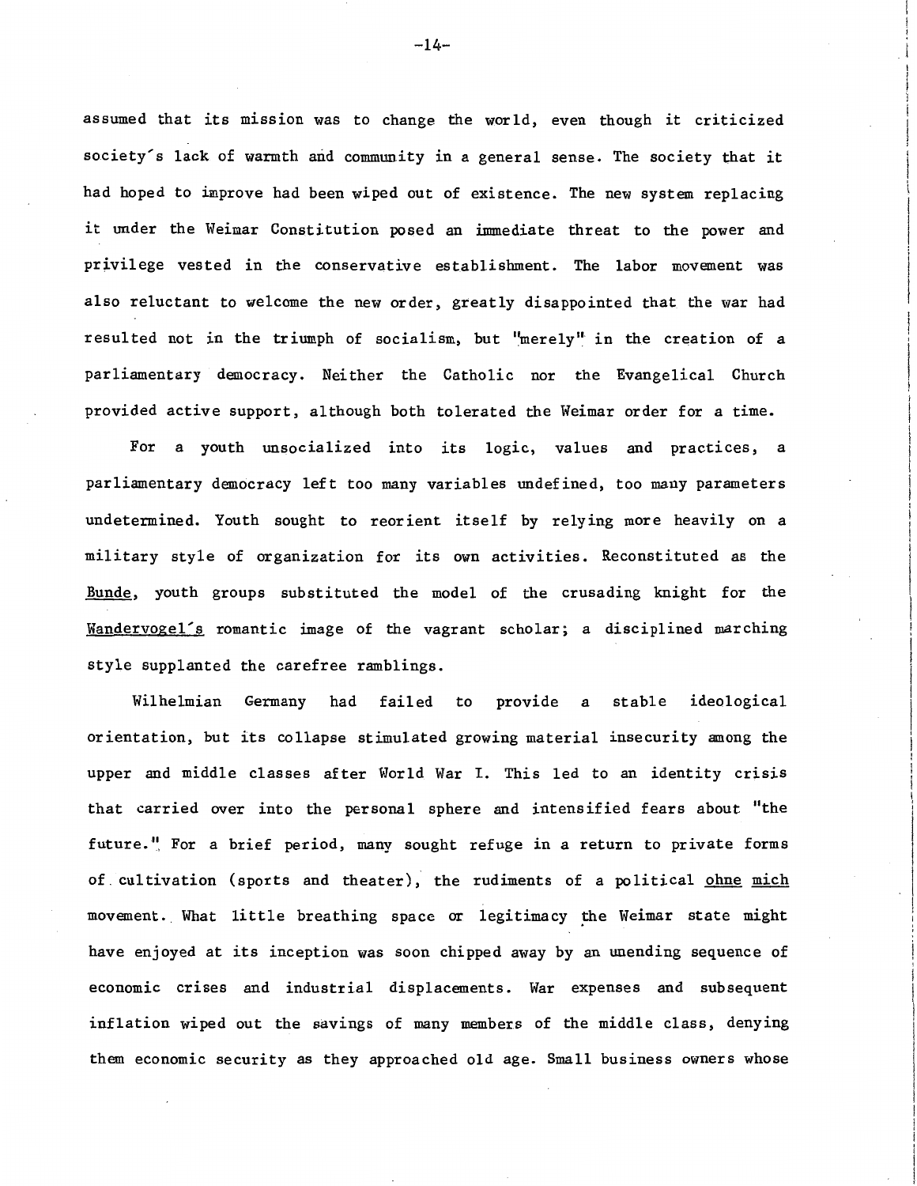assumed that its mission was to change the world, even though it criticized society's lack of warmth and community in a general sense. The society that it had hoped to improve had been wiped out of existence. The new system replacing it under the Weimar Constitution posed an immediate threat to the power and privilege vested in the conservative establishment. The labor movement was also reluctant to welcome the new order, greatly disappointed that the war had resulted not in the triumph of socialism, but "merely" in the creation of a parliamentary democracy. Neither the Catholic nor the Evangelical Church provided active support, although both tolerated the Weimar order for a time.

For a youth unsocialized into its logic, values and practices, a parliamentary democracy left too many variables undefined, too many parameters undetermined. Youth sought to reorient itself by relying more heavily on a military style of organization for its own activities. Reconstituted as the _Bunde_, youth groups substituted the model of the crusading knight for the _Wandervogel's_ romantic image of the vagrant scholar; a disciplined marching style supplanted the carefree ramblings.

Wilhelmian Germany had failed to provide a stable ideological orientation, but its collapse stimulated growing material insecurity among the upper and middle classes after World War I. This led to an identity crisis that carried over into the personal sphere and intensified fears about "the future." For a brief period, many sought refuge in a return to private forms of cultivation (sports and theater), the rudiments of a political _ohne mich_ movement. What little breathing space or legitimacy the Weimar state might have enjoyed at its inception was soon chipped away by an unending sequence of economic crises and industrial displacements. War expenses and subsequent inflation wiped out the savings of many members of the middle class, denying them economic security as they approached old age. Small business owners whose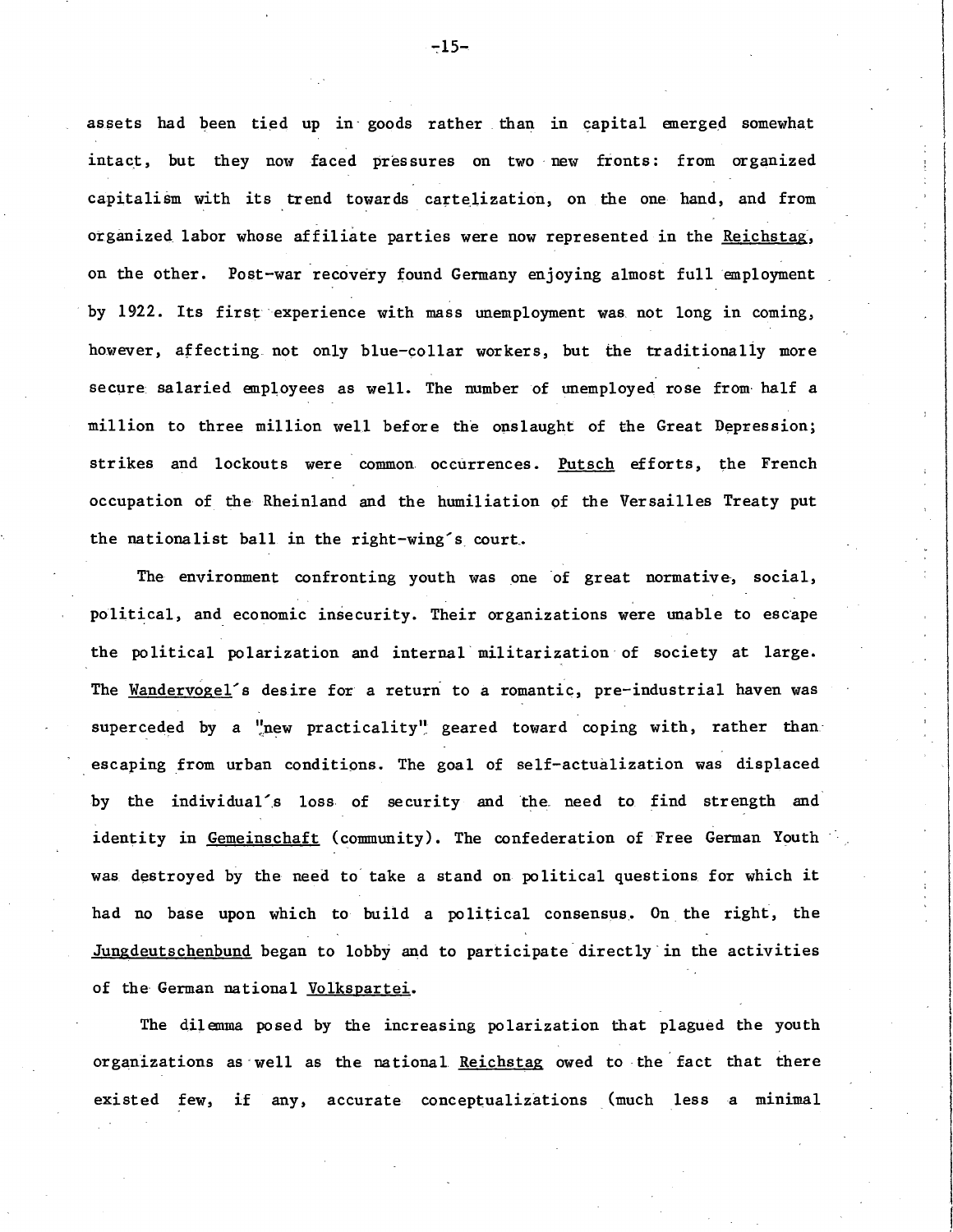assets had been tied up in goods rather than in capital emerged somewhat intact, but they now faced pressures on two new fronts: from organized capitalism with its trend towards cartelization, on the one hand, and from organized labor whose affiliate parties were now represented in the _Reichstag_, on the other. Post-war recovery found Germany enjoying almost full employment by 1922. Its first experience with mass unemployment was not long in coming, however, affecting not only blue-collar workers, but the traditionally more secure salaried employees as well. The number of unemployed rose from half a million to three million well before the onslaught of the Great Depression; strikes and lockouts were common occurrences. _Putsch_ efforts, the French occupation of the Rheinland and the humiliation of the Versailles Treaty put the nationalist ball in the right-wing's court.

The environment confronting youth was one of great normative, social, political, and economic insecurity. Their organizations were unable to escape the political polarization and internal militarization of society at large. The _Wandervogel_'s desire for a return to a romantic, pre-industrial haven was superceded by a "new practicality" geared toward coping with, rather than escaping from urban conditions. The goal of self-actualization was displaced by the individual's loss of security and the need to find strength and identity in _Gemeinschaft_ (community). The confederation of Free German Youth was destroyed by the need to take a stand on political questions for which it had no base upon which to build a political consensus. On the right, the _Jungdeutschenbund_ began to lobby and to participate directly in the activities of the German national _Volkspartei_.

The dilemma posed by the increasing polarization that plagued the youth organizations as well as the national _Reichstag_ owed to the fact that there existed few, if any, accurate conceptualizations (much less a minimal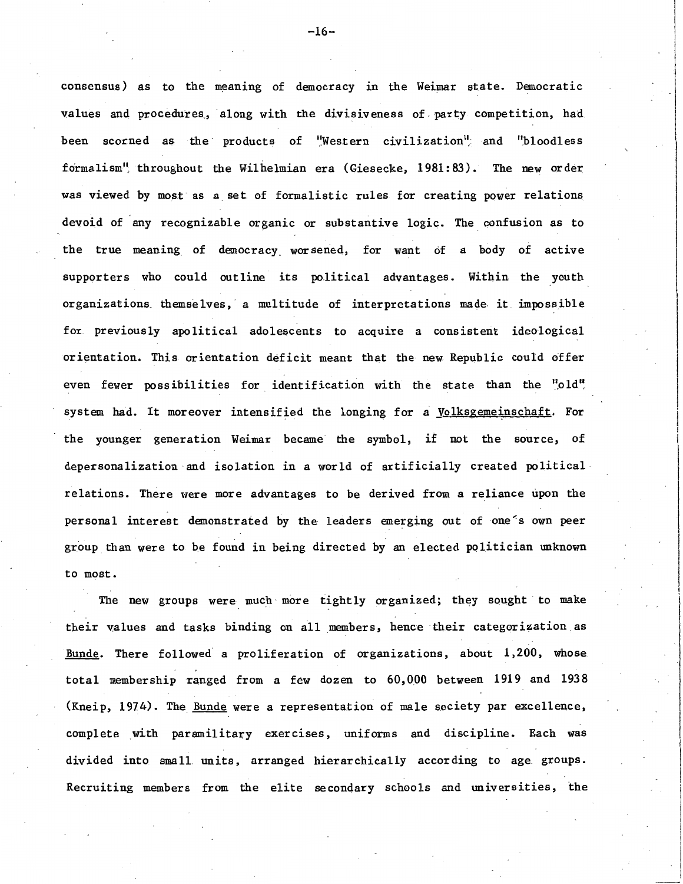consensus) as to the meaning of democracy in the Weimar state. Democratic values and procedures, along with the divisiveness of party competition, had been scorned as the products of "Western civilization" and "bloodless formalism" throughout the Wilhelmian era (Giesecke, 1981:83). The new order was viewed by most as a set of formalistic rules for creating power relations devoid of any recognizable organic or substantive logic. The confusion as to the true meaning of democracy worsened, for want of a body of active supporters who could outline its political advantages. Within the youth organizations themselves, a multitude of interpretations made it impossible for previously apolitical adolescents to acquire a consistent ideological orientation. This orientation deficit meant that the new Republic could offer even fewer possibilities for identification with the state than the "old" system had. It moreover intensified the longing for a _Volksgemeinschaft_. For the younger generation Weimar became the symbol, if not the source, of depersonalization and isolation in a world of artificially created political relations. There were more advantages to be derived from a reliance upon the personal interest demonstrated by the leaders emerging out of one's own peer group than were to be found in being directed by an elected politician unknown to most.

The new groups were much more tightly organized; they sought to make their values and tasks binding on all members, hence their categorization as _Bunde_. There followed a proliferation of organizations, about 1,200, whose total membership ranged from a few dozen to 60,000 between 1919 and 1938 (Kneip, 1974). The _Bunde_ were a representation of male society par excellence, complete with paramilitary exercises, uniforms and discipline. Each was divided into small units, arranged hierarchically according to age groups. Recruiting members from the elite secondary schools and universities, the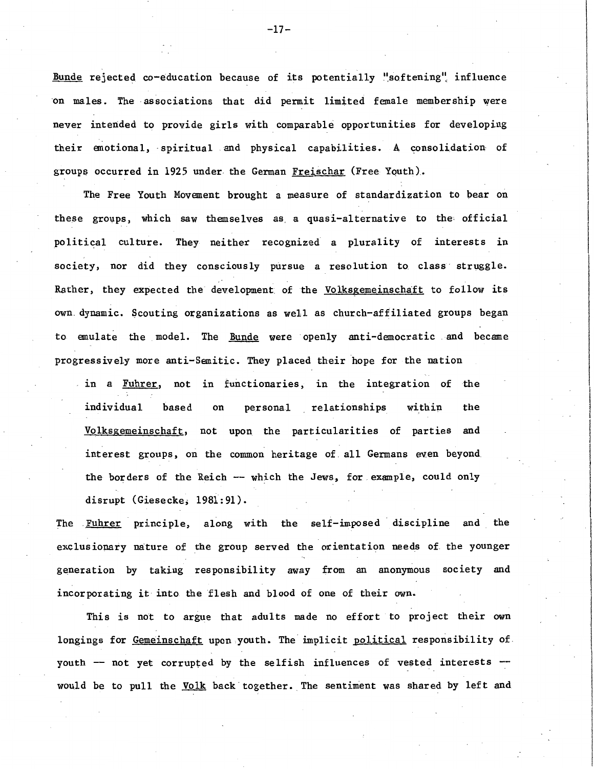*Bunde* rejected co-education because of its potentially "softening" influence on males. The associations that did permit limited female membership were never intended to provide girls with comparable opportunities for developing their emotional, spiritual and physical capabilities. A consolidation of groups occurred in 1925 under the German *Freischar* (Free Youth).

The Free Youth Movement brought a measure of standardization to bear on these groups, which saw themselves as a quasi-alternative to the official political culture. They neither recognized a plurality of interests in society, nor did they consciously pursue a resolution to class struggle. Rather, they expected the development of the *Volksgemeinschaft* to follow its own dynamic. Scouting organizations as well as church-affiliated groups began to emulate the model. The *Bunde* were openly anti-democratic and became progressively more anti-Semitic. They placed their hope for the nation

> in a *Fuhrer*, not in functionaries, in the integration of the individual based on personal relationships within the *Volksgemeinschaft*, not upon the particularities of parties and interest groups, on the common heritage of all Germans even beyond the borders of the Reich -- which the Jews, for example, could only disrupt (Giesecke, 1981:91).

The *Fuhrer* principle, along with the self-imposed discipline and the exclusionary nature of the group served the orientation needs of the younger generation by taking responsibility away from an anonymous society and incorporating it into the flesh and blood of one of their own.

This is not to argue that adults made no effort to project their own longings for *Gemeinschaft* upon youth. The implicit *political* responsibility of youth -- not yet corrupted by the selfish influences of vested interests -- would be to pull the *Volk* back together. The sentiment was shared by left and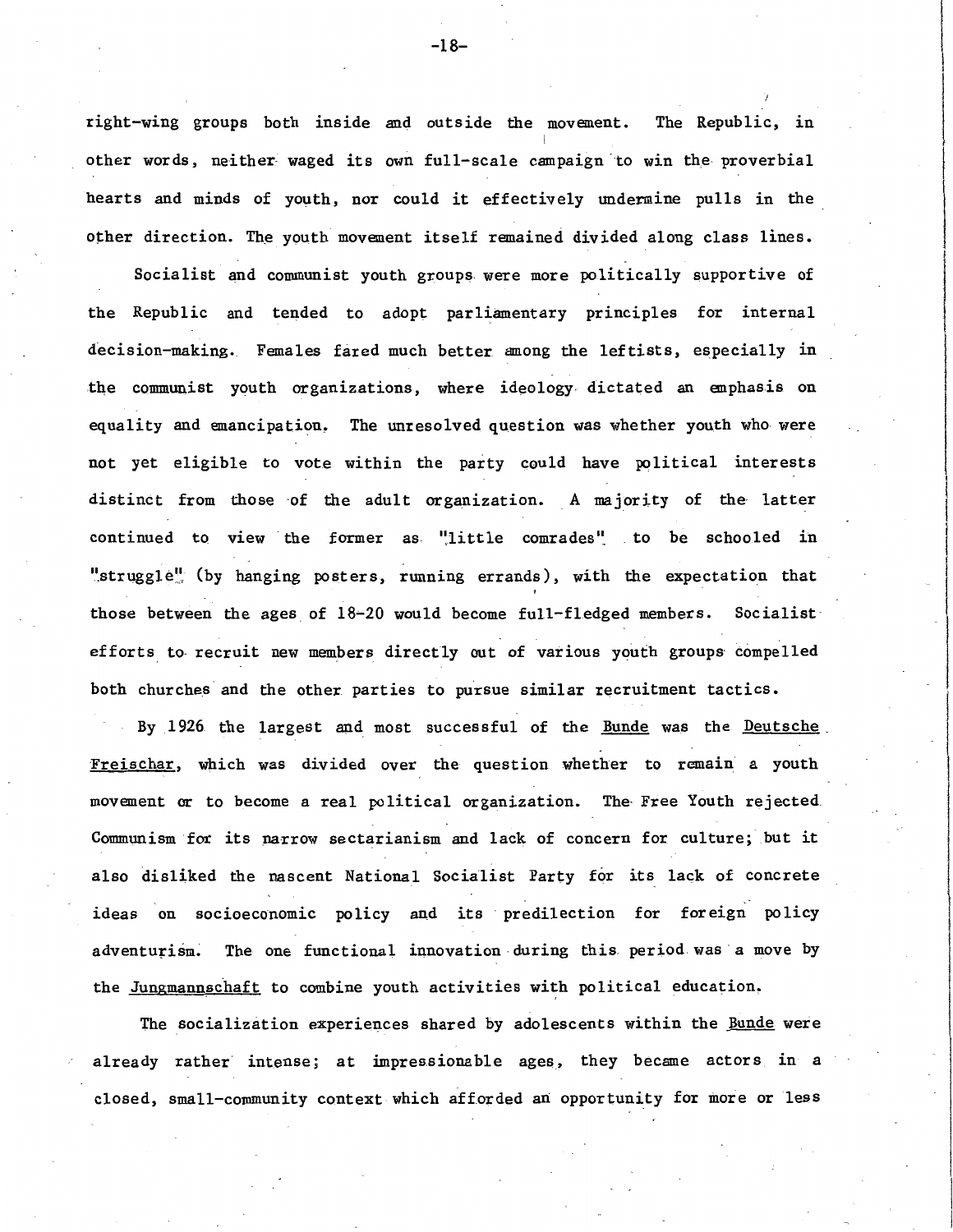right-wing groups both inside and outside the movement. The Republic, in other words, neither waged its own full-scale campaign to win the proverbial hearts and minds of youth, nor could it effectively undermine pulls in the other direction. The youth movement itself remained divided along class lines.

Socialist and communist youth groups were more politically supportive of the Republic and tended to adopt parliamentary principles for internal decision-making. Females fared much better among the leftists, especially in the communist youth organizations, where ideology dictated an emphasis on equality and emancipation. The unresolved question was whether youth who were not yet eligible to vote within the party could have political interests distinct from those of the adult organization. A majority of the latter continued to view the former as "little comrades" to be schooled in "struggle" (by hanging posters, running errands), with the expectation that those between the ages of 18-20 would become full-fledged members. Socialist efforts to recruit new members directly out of various youth groups compelled both churches and the other parties to pursue similar recruitment tactics.

By 1926 the largest and most successful of the *Bunde* was the *Deutsche Freischar*, which was divided over the question whether to remain a youth movement or to become a real political organization. The Free Youth rejected Communism for its narrow sectarianism and lack of concern for culture; but it also disliked the nascent National Socialist Party for its lack of concrete ideas on socioeconomic policy and its predilection for foreign policy adventurism. The one functional innovation during this period was a move by the *Jungmannschaft* to combine youth activities with political education.

The socialization experiences shared by adolescents within the *Bunde* were already rather intense; at impressionable ages, they became actors in a closed, small-community context which afforded an opportunity for more or less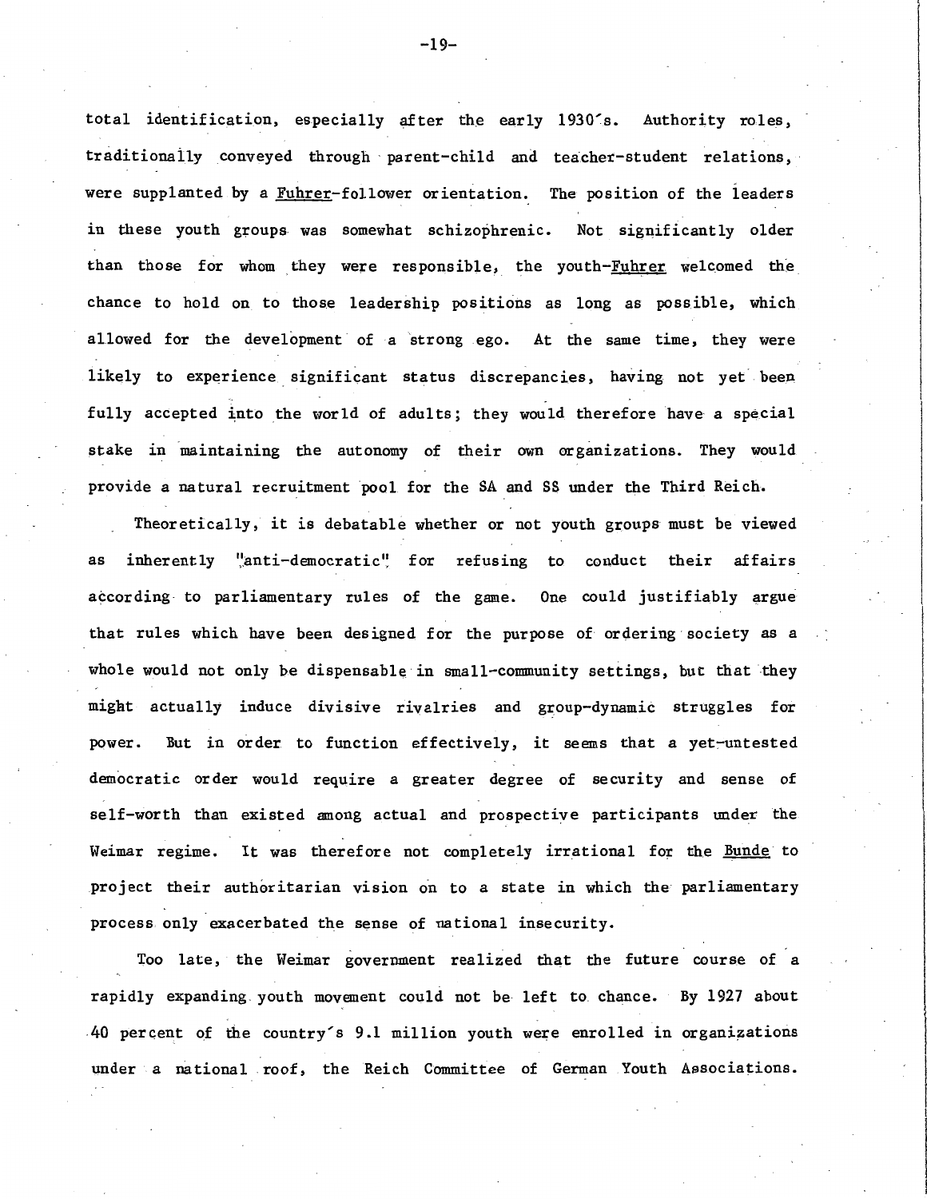total identification, especially after the early 1930's. Authority roles, traditionally conveyed through parent-child and teacher-student relations, were supplanted by a _Fuhrer_-follower orientation. The position of the leaders in these youth groups was somewhat schizophrenic. Not significantly older than those for whom they were responsible, the youth-_Fuhrer_ welcomed the chance to hold on to those leadership positions as long as possible, which allowed for the development of a strong ego. At the same time, they were likely to experience significant status discrepancies, having not yet been fully accepted into the world of adults; they would therefore have a special stake in maintaining the autonomy of their own organizations. They would provide a natural recruitment pool for the SA and SS under the Third Reich.

Theoretically, it is debatable whether or not youth groups must be viewed as inherently "anti-democratic" for refusing to conduct their affairs according to parliamentary rules of the game. One could justifiably argue that rules which have been designed for the purpose of ordering society as a whole would not only be dispensable in small-community settings, but that they might actually induce divisive rivalries and group-dynamic struggles for power. But in order to function effectively, it seems that a yet-untested democratic order would require a greater degree of security and sense of self-worth than existed among actual and prospective participants under the Weimar regime. It was therefore not completely irrational for the _Bunde_ to project their authoritarian vision on to a state in which the parliamentary process only exacerbated the sense of national insecurity.

Too late, the Weimar government realized that the future course of a rapidly expanding youth movement could not be left to chance. By 1927 about 40 percent of the country's 9.1 million youth were enrolled in organizations under a national roof, the Reich Committee of German Youth Associations.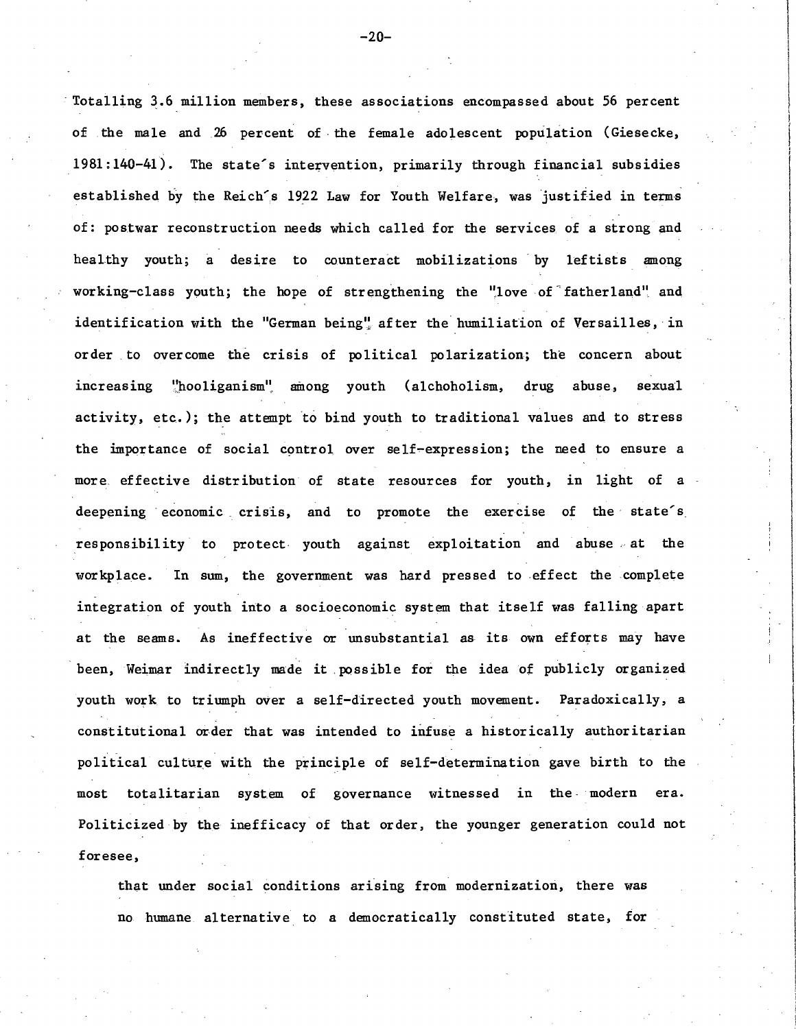Totalling 3.6 million members, these associations encompassed about 56 percent of the male and 26 percent of the female adolescent population (Giesecke, 1981:140-41). The state's intervention, primarily through financial subsidies established by the Reich's 1922 Law for Youth Welfare, was justified in terms of: postwar reconstruction needs which called for the services of a strong and healthy youth; a desire to counteract mobilizations by leftists among working-class youth; the hope of strengthening the "love of fatherland" and identification with the "German being" after the humiliation of Versailles, in order to overcome the crisis of political polarization; the concern about increasing "hooliganism" among youth (alchoholism, drug abuse, sexual activity, etc.); the attempt to bind youth to traditional values and to stress the importance of social control over self-expression; the need to ensure a more effective distribution of state resources for youth, in light of a deepening economic crisis, and to promote the exercise of the state's responsibility to protect youth against exploitation and abuse at the workplace. In sum, the government was hard pressed to effect the complete integration of youth into a socioeconomic system that itself was falling apart at the seams. As ineffective or unsubstantial as its own efforts may have been, Weimar indirectly made it possible for the idea of publicly organized youth work to triumph over a self-directed youth movement. Paradoxically, a constitutional order that was intended to infuse a historically authoritarian political culture with the principle of self-determination gave birth to the most totalitarian system of governance witnessed in the modern era. Politicized by the inefficacy of that order, the younger generation could not foresee,

> that under social conditions arising from modernization, there was no humane alternative to a democratically constituted state, for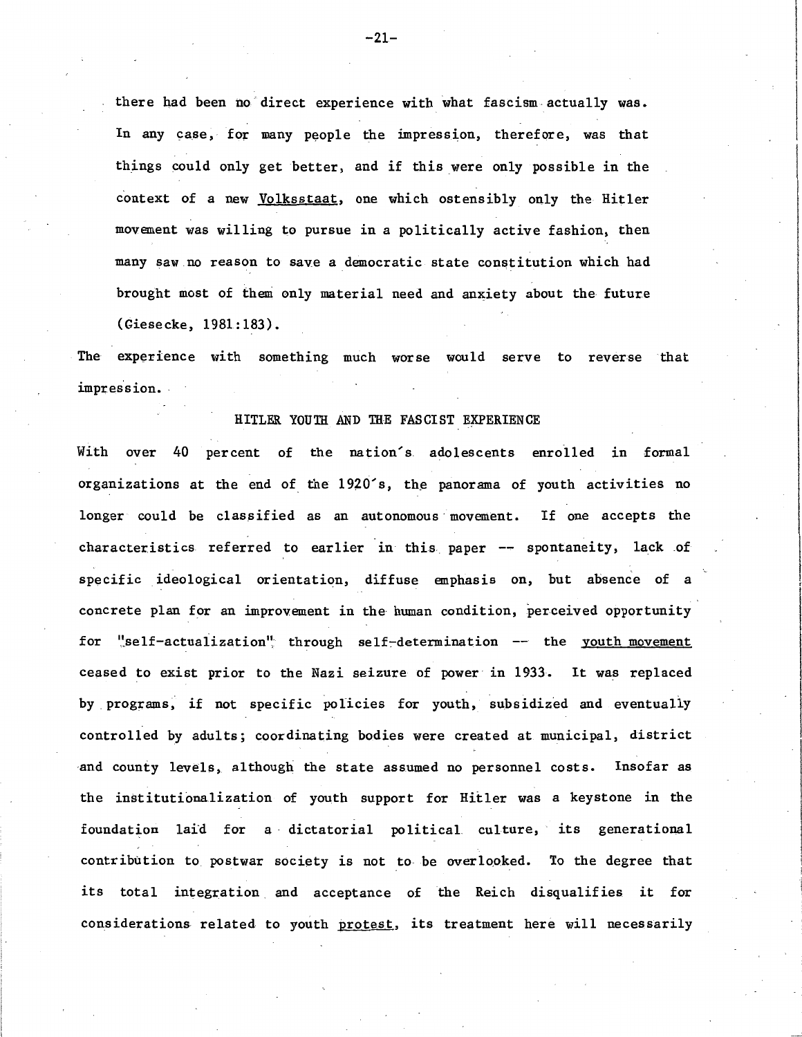there had been no direct experience with what fascism actually was. In any case, for many people the impression, therefore, was that things could only get better, and if this were only possible in the context of a new Volksstaat, one which ostensibly only the Hitler movement was willing to pursue in a politically active fashion, then many saw no reason to save a democratic state constitution which had brought most of them only material need and anxiety about the future (Giesecke, 1981:183).

The experience with something much worse would serve to reverse that impression.

## HITLER YOUTH AND THE FASCIST EXPERIENCE

With over 40 percent of the nation's adolescents enrolled in formal organizations at the end of the 1920's, the panorama of youth activities no longer could be classified as an autonomous movement. If one accepts the characteristics referred to earlier in this paper -- spontaneity, lack of specific ideological orientation, diffuse emphasis on, but absence of a concrete plan for an improvement in the human condition, perceived opportunity for "self-actualization" through self-determination -- the youth movement ceased to exist prior to the Nazi seizure of power in 1933. It was replaced by programs, if not specific policies for youth, subsidized and eventually controlled by adults; coordinating bodies were created at municipal, district and county levels, although the state assumed no personnel costs. Insofar as the institutionalization of youth support for Hitler was a keystone in the foundation laid for a dictatorial political culture, its generational contribution to postwar society is not to be overlooked. To the degree that its total integration and acceptance of the Reich disqualifies it for considerations related to youth protest, its treatment here will necessarily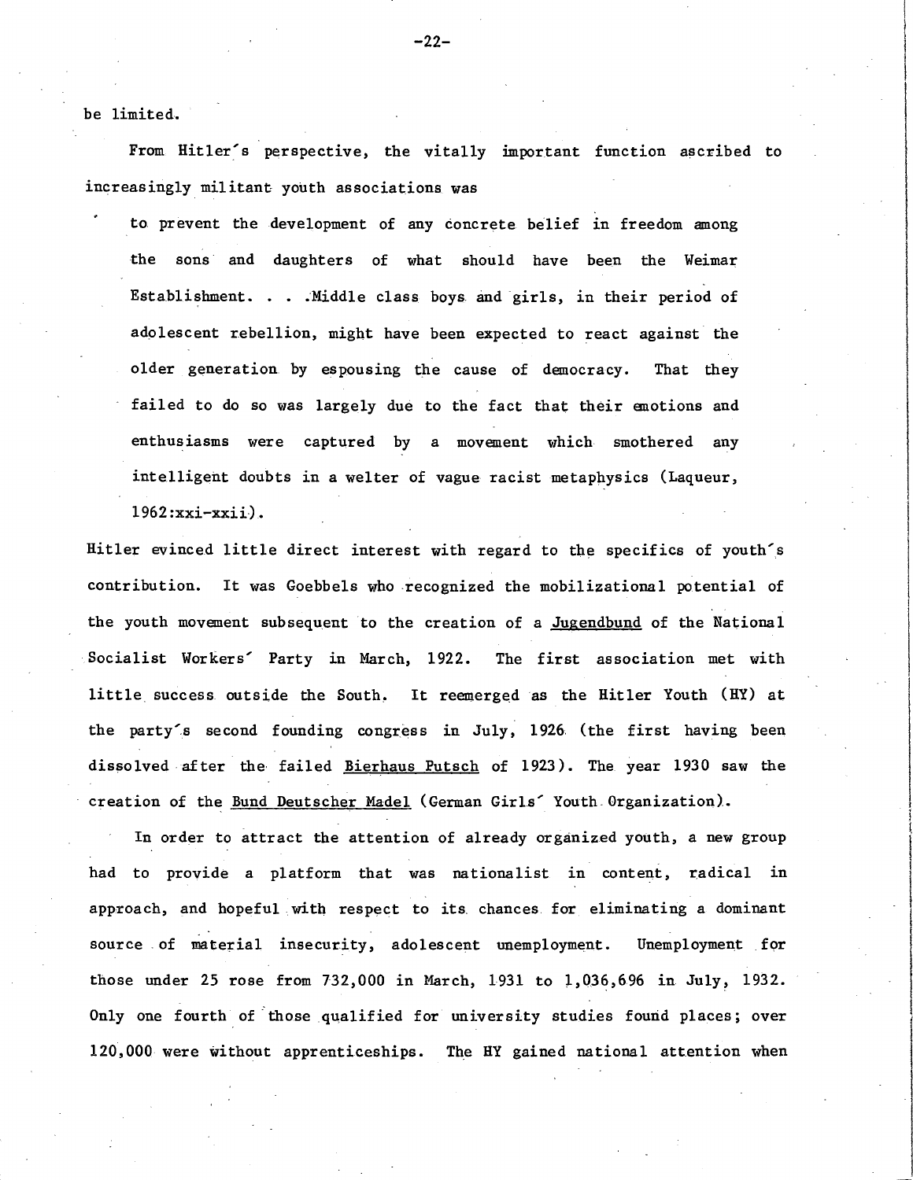be limited.

From Hitler's perspective, the vitally important function ascribed to increasingly militant youth associations was

> to prevent the development of any concrete belief in freedom among the sons and daughters of what should have been the Weimar Establishment. . . .Middle class boys and girls, in their period of adolescent rebellion, might have been expected to react against the older generation by espousing the cause of democracy. That they failed to do so was largely due to the fact that their emotions and enthusiasms were captured by a movement which smothered any intelligent doubts in a welter of vague racist metaphysics (Laqueur, 1962:xxi-xxii).

Hitler evinced little direct interest with regard to the specifics of youth's contribution. It was Goebbels who recognized the mobilizational potential of the youth movement subsequent to the creation of a _Jugendbund_ of the National Socialist Workers' Party in March, 1922. The first association met with little success outside the South. It reemerged as the Hitler Youth (HY) at the party's second founding congress in July, 1926 (the first having been dissolved after the failed _Bierhaus Putsch_ of 1923). The year 1930 saw the creation of the _Bund Deutscher Madel_ (German Girls' Youth Organization).

In order to attract the attention of already organized youth, a new group had to provide a platform that was nationalist in content, radical in approach, and hopeful with respect to its chances for eliminating a dominant source of material insecurity, adolescent unemployment. Unemployment for those under 25 rose from 732,000 in March, 1931 to 1,036,696 in July, 1932. Only one fourth of those qualified for university studies found places; over 120,000 were without apprenticeships. The HY gained national attention when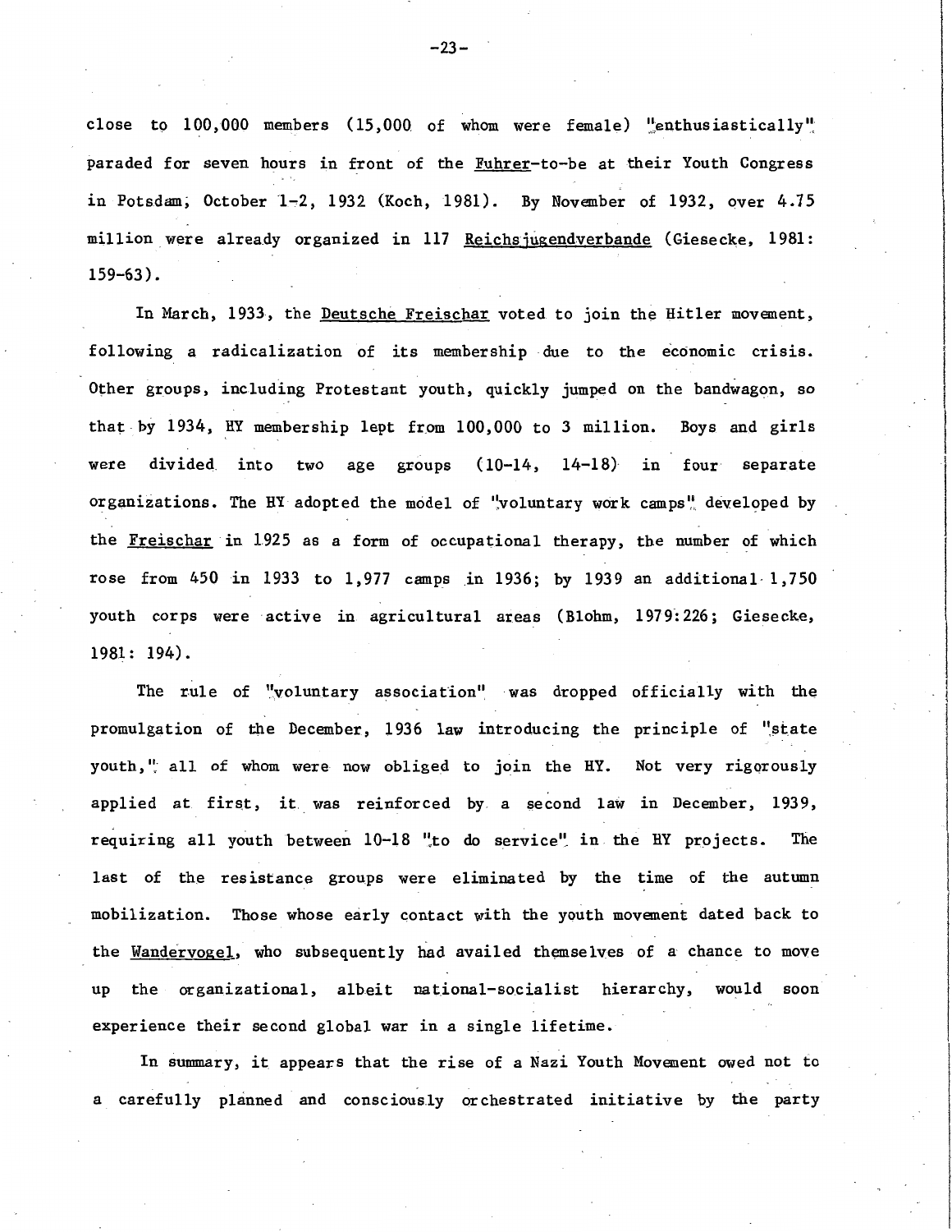close to 100,000 members (15,000 of whom were female) "enthusiastically" paraded for seven hours in front of the _Fuhrer_-to-be at their Youth Congress in Potsdam, October 1-2, 1932 (Koch, 1981). By November of 1932, over 4.75 million were already organized in 117 _Reichsjugendverbande_ (Giesecke, 1981: 159-63).

In March, 1933, the _Deutsche Freischar_ voted to join the Hitler movement, following a radicalization of its membership due to the economic crisis. Other groups, including Protestant youth, quickly jumped on the bandwagon, so that by 1934, HY membership lept from 100,000 to 3 million. Boys and girls were divided into two age groups (10-14, 14-18) in four separate organizations. The HY adopted the model of "voluntary work camps" developed by the _Freischar_ in 1925 as a form of occupational therapy, the number of which rose from 450 in 1933 to 1,977 camps in 1936; by 1939 an additional 1,750 youth corps were active in agricultural areas (Blohm, 1979:226; Giesecke, 1981: 194).

The rule of "voluntary association" was dropped officially with the promulgation of the December, 1936 law introducing the principle of "state youth," all of whom were now obliged to join the HY. Not very rigorously applied at first, it was reinforced by a second law in December, 1939, requiring all youth between 10-18 "to do service" in the HY projects. The last of the resistance groups were eliminated by the time of the autumn mobilization. Those whose early contact with the youth movement dated back to the _Wandervogel_, who subsequently had availed themselves of a chance to move up the organizational, albeit national-socialist hierarchy, would soon experience their second global war in a single lifetime.

In summary, it appears that the rise of a Nazi Youth Movement owed not to a carefully planned and consciously orchestrated initiative by the party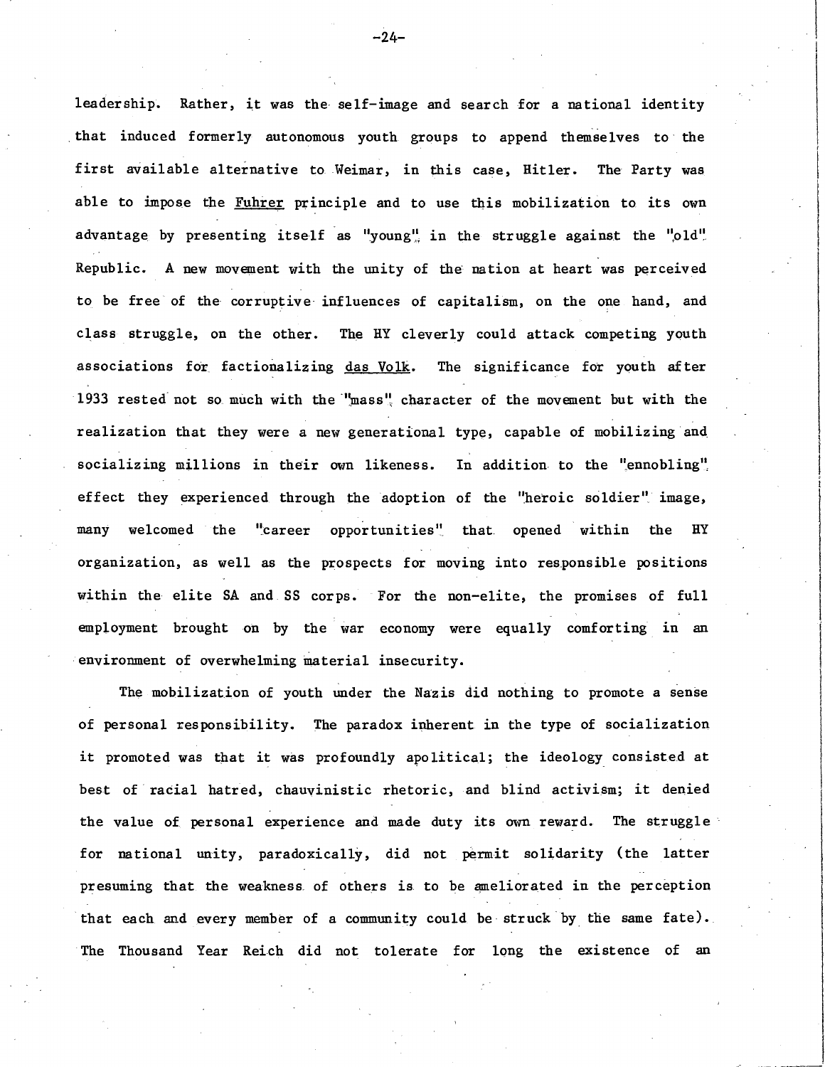leadership. Rather, it was the self-image and search for a national identity that induced formerly autonomous youth groups to append themselves to the first available alternative to Weimar, in this case, Hitler. The Party was able to impose the Fuhrer principle and to use this mobilization to its own advantage by presenting itself as "young" in the struggle against the "old" Republic. A new movement with the unity of the nation at heart was perceived to be free of the corruptive influences of capitalism, on the one hand, and class struggle, on the other. The HY cleverly could attack competing youth associations for factionalizing das Volk. The significance for youth after 1933 rested not so much with the "mass" character of the movement but with the realization that they were a new generational type, capable of mobilizing and socializing millions in their own likeness. In addition to the "ennobling" effect they experienced through the adoption of the "heroic soldier" image, many welcomed the "career opportunities" that opened within the HY organization, as well as the prospects for moving into responsible positions within the elite SA and SS corps. For the non-elite, the promises of full employment brought on by the war economy were equally comforting in an environment of overwhelming material insecurity.

The mobilization of youth under the Nazis did nothing to promote a sense of personal responsibility. The paradox inherent in the type of socialization it promoted was that it was profoundly apolitical; the ideology consisted at best of racial hatred, chauvinistic rhetoric, and blind activism; it denied the value of personal experience and made duty its own reward. The struggle for national unity, paradoxically, did not permit solidarity (the latter presuming that the weakness of others is to be ameliorated in the perception that each and every member of a community could be struck by the same fate). The Thousand Year Reich did not tolerate for long the existence of an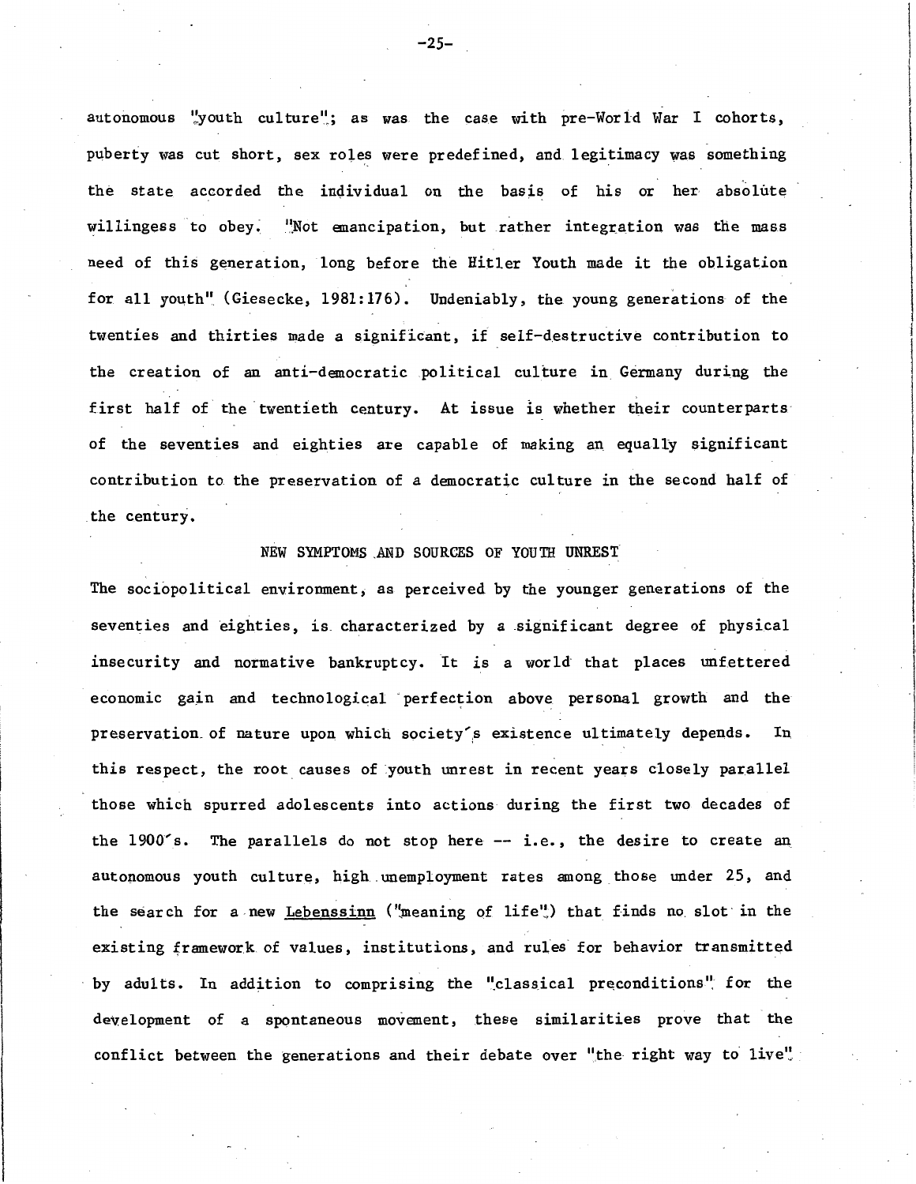autonomous "youth culture"; as was the case with pre-World War I cohorts, puberty was cut short, sex roles were predefined, and legitimacy was something the state accorded the individual on the basis of his or her absolute willingess to obey. "Not emancipation, but rather integration was the mass need of this generation, long before the Hitler Youth made it the obligation for all youth" (Giesecke, 1981:176). Undeniably, the young generations of the twenties and thirties made a significant, if self-destructive contribution to the creation of an anti-democratic political culture in Germany during the first half of the twentieth century. At issue is whether their counterparts of the seventies and eighties are capable of making an equally significant contribution to the preservation of a democratic culture in the second half of the century.

## NEW SYMPTOMS AND SOURCES OF YOUTH UNREST

The sociopolitical environment, as perceived by the younger generations of the seventies and eighties, is characterized by a significant degree of physical insecurity and normative bankruptcy. It is a world that places unfettered economic gain and technological perfection above personal growth and the preservation of nature upon which society's existence ultimately depends. In this respect, the root causes of youth unrest in recent years closely parallel those which spurred adolescents into actions during the first two decades of the 1900's. The parallels do not stop here -- i.e., the desire to create an autonomous youth culture, high unemployment rates among those under 25, and the search for a new Lebenssinn ("meaning of life") that finds no slot in the existing framework of values, institutions, and rules for behavior transmitted by adults. In addition to comprising the "classical preconditions" for the development of a spontaneous movement, these similarities prove that the conflict between the generations and their debate over "the right way to live"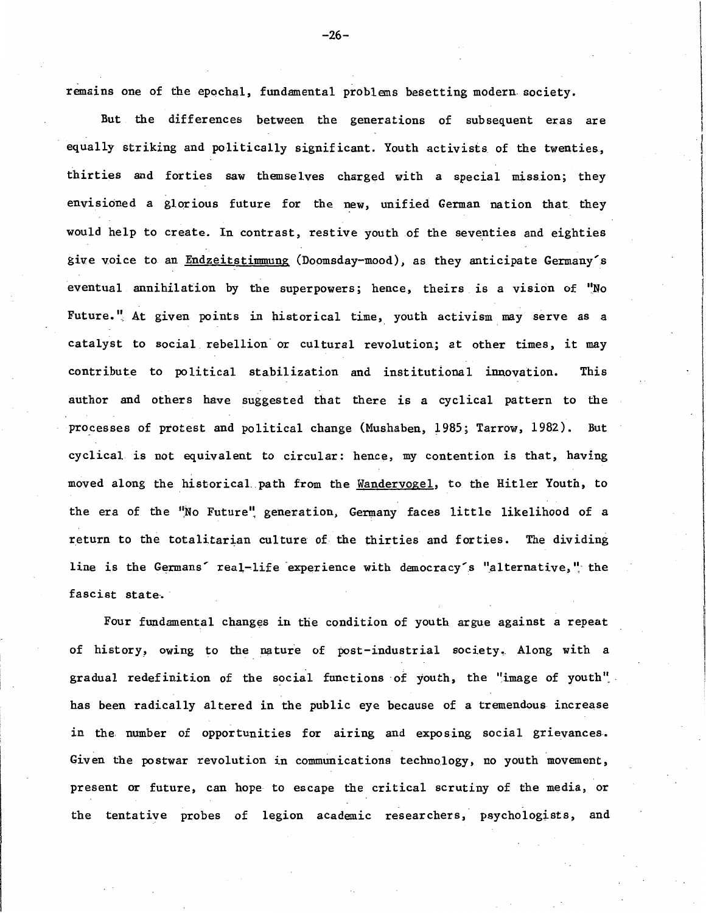remains one of the epochal, fundamental problems besetting modern society.

But the differences between the generations of subsequent eras are equally striking and politically significant. Youth activists of the twenties, thirties and forties saw themselves charged with a special mission; they envisioned a glorious future for the new, unified German nation that they would help to create. In contrast, restive youth of the seventies and eighties give voice to an _Endzeitstimmung_ (Doomsday-mood), as they anticipate Germany's eventual annihilation by the superpowers; hence, theirs is a vision of "No Future." At given points in historical time, youth activism may serve as a catalyst to social rebellion or cultural revolution; at other times, it may contribute to political stabilization and institutional innovation. This author and others have suggested that there is a cyclical pattern to the processes of protest and political change (Mushaben, 1985; Tarrow, 1982). But cyclical is not equivalent to circular: hence, my contention is that, having moved along the historical path from the _Wandervogel_, to the Hitler Youth, to the era of the "No Future" generation, Germany faces little likelihood of a return to the totalitarian culture of the thirties and forties. The dividing line is the Germans' real-life experience with democracy's "alternative," the fascist state.

Four fundamental changes in the condition of youth argue against a repeat of history, owing to the nature of post-industrial society. Along with a gradual redefinition of the social functions of youth, the "image of youth" has been radically altered in the public eye because of a tremendous increase in the number of opportunities for airing and exposing social grievances. Given the postwar revolution in communications technology, no youth movement, present or future, can hope to escape the critical scrutiny of the media, or the tentative probes of legion academic researchers, psychologists, and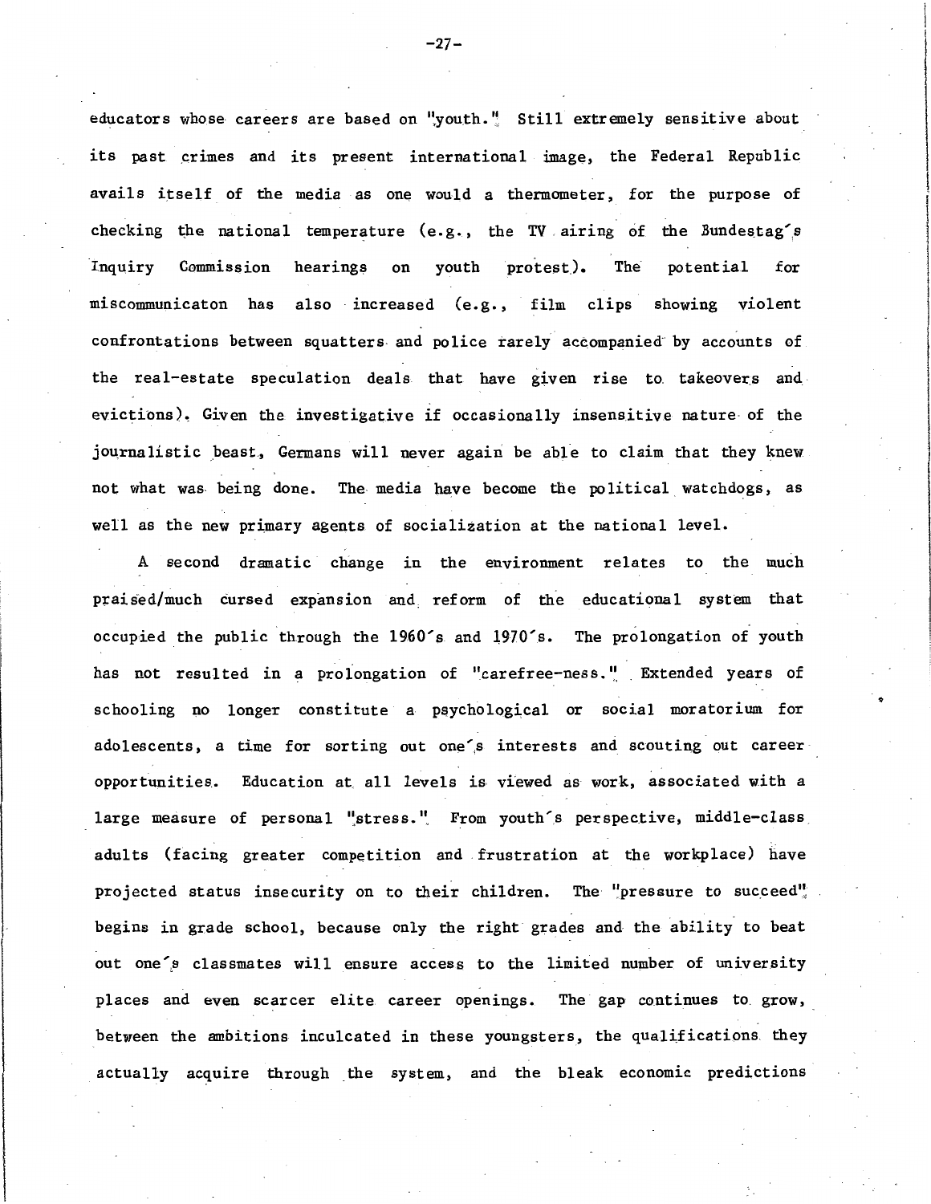educators whose careers are based on "youth." Still extremely sensitive about its past crimes and its present international image, the Federal Republic avails itself of the media as one would a thermometer, for the purpose of checking the national temperature (e.g., the TV airing of the Bundestag's Inquiry Commission hearings on youth protest). The potential for miscommunicaton has also increased (e.g., film clips showing violent confrontations between squatters and police rarely accompanied by accounts of the real-estate speculation deals that have given rise to takeovers and evictions). Given the investigative if occasionally insensitive nature of the journalistic beast, Germans will never again be able to claim that they knew not what was being done. The media have become the political watchdogs, as well as the new primary agents of socialization at the national level.

A second dramatic change in the environment relates to the much praised/much cursed expansion and reform of the educational system that occupied the public through the 1960's and 1970's. The prolongation of youth has not resulted in a prolongation of "carefree-ness." Extended years of schooling no longer constitute a psychological or social moratorium for adolescents, a time for sorting out one's interests and scouting out career opportunities. Education at all levels is viewed as work, associated with a large measure of personal "stress." From youth's perspective, middle-class adults (facing greater competition and frustration at the workplace) have projected status insecurity on to their children. The "pressure to succeed" begins in grade school, because only the right grades and the ability to beat out one's classmates will ensure access to the limited number of university places and even scarcer elite career openings. The gap continues to grow, between the ambitions inculcated in these youngsters, the qualifications they actually acquire through the system, and the bleak economic predictions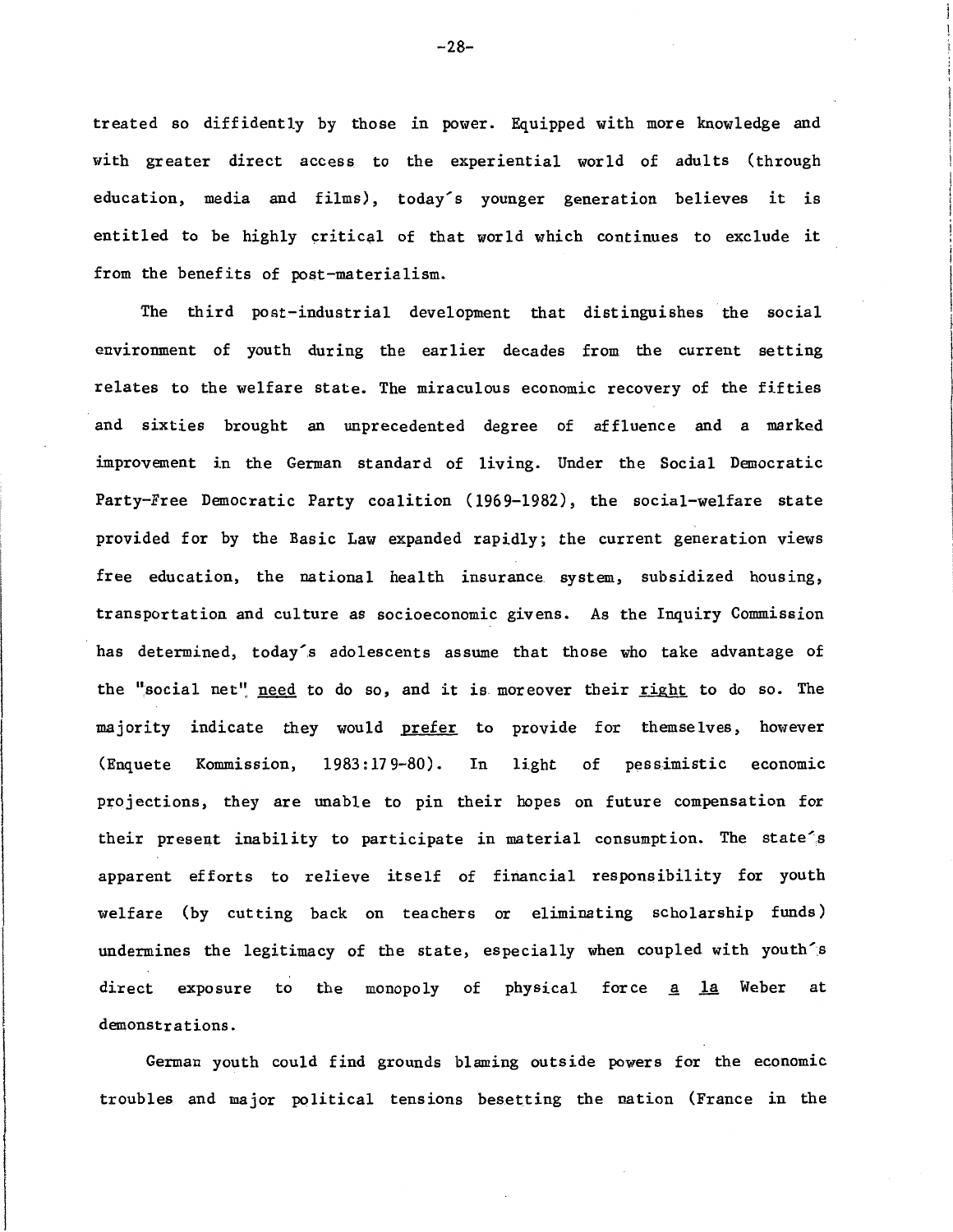treated so diffidently by those in power. Equipped with more knowledge and with greater direct access to the experiential world of adults (through education, media and films), today's younger generation believes it is entitled to be highly critical of that world which continues to exclude it from the benefits of post-materialism.

The third post-industrial development that distinguishes the social environment of youth during the earlier decades from the current setting relates to the welfare state. The miraculous economic recovery of the fifties and sixties brought an unprecedented degree of affluence and a marked improvement in the German standard of living. Under the Social Democratic Party-Free Democratic Party coalition (1969-1982), the social-welfare state provided for by the Basic Law expanded rapidly; the current generation views free education, the national health insurance system, subsidized housing, transportation and culture as socioeconomic givens. As the Inquiry Commission has determined, today's adolescents assume that those who take advantage of the "social net" _need_ to do so, and it is moreover their _right_ to do so. The majority indicate they would _prefer_ to provide for themselves, however (Enquete Kommission, 1983:179-80). In light of pessimistic economic projections, they are unable to pin their hopes on future compensation for their present inability to participate in material consumption. The state's apparent efforts to relieve itself of financial responsibility for youth welfare (by cutting back on teachers or eliminating scholarship funds) undermines the legitimacy of the state, especially when coupled with youth's direct exposure to the monopoly of physical force _a la_ Weber at demonstrations.

German youth could find grounds blaming outside powers for the economic troubles and major political tensions besetting the nation (France in the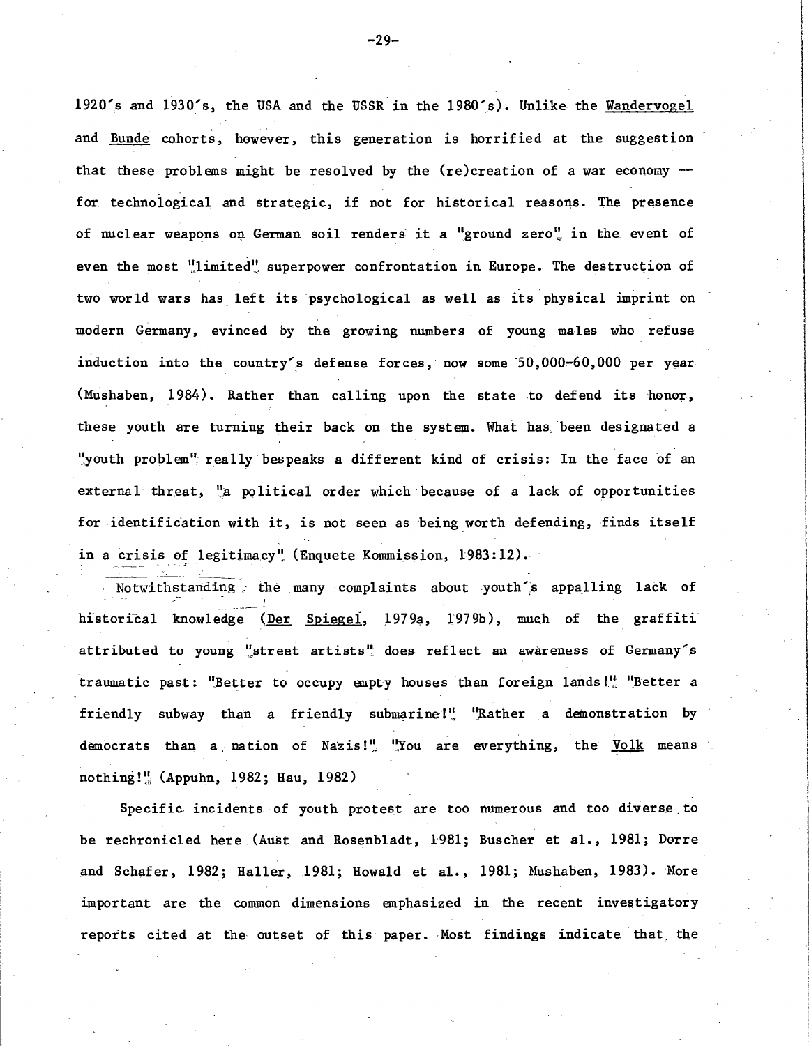1920's and 1930's, the USA and the USSR in the 1980's). Unlike the _Wandervogel_ and _Bunde_ cohorts, however, this generation is horrified at the suggestion that these problems might be resolved by the (re)creation of a war economy -- for technological and strategic, if not for historical reasons. The presence of nuclear weapons on German soil renders it a "ground zero" in the event of even the most "limited" superpower confrontation in Europe. The destruction of two world wars has left its psychological as well as its physical imprint on modern Germany, evinced by the growing numbers of young males who refuse induction into the country's defense forces, now some 50,000-60,000 per year (Mushaben, 1984). Rather than calling upon the state to defend its honor, these youth are turning their back on the system. What has been designated a "youth problem" really bespeaks a different kind of crisis: In the face of an external threat, "a political order which because of a lack of opportunities for identification with it, is not seen as being worth defending, finds itself in a crisis of legitimacy" (Enquete Kommission, 1983:12).

Notwithstanding the many complaints about youth's appalling lack of historical knowledge (_Der Spiegel_, 1979a, 1979b), much of the graffiti attributed to young "street artists" does reflect an awareness of Germany's traumatic past: "Better to occupy empty houses than foreign lands!" "Better a friendly subway than a friendly submarine!" "Rather a demonstration by democrats than a nation of Nazis!" "You are everything, the _Volk_ means nothing!" (Appuhn, 1982; Hau, 1982)

Specific incidents of youth protest are too numerous and too diverse to be rechronicled here (Aust and Rosenbladt, 1981; Buscher et al., 1981; Dorre and Schafer, 1982; Haller, 1981; Howald et al., 1981; Mushaben, 1983). More important are the common dimensions emphasized in the recent investigatory reports cited at the outset of this paper. Most findings indicate that the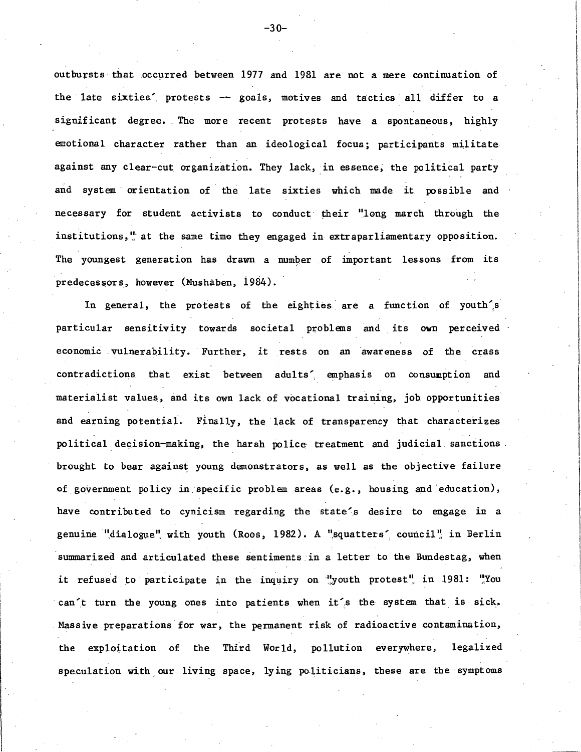outbursts that occurred between 1977 and 1981 are not a mere continuation of the late sixties' protests -- goals, motives and tactics all differ to a significant degree. The more recent protests have a spontaneous, highly emotional character rather than an ideological focus; participants militate against any clear-cut organization. They lack, in essence, the political party and system orientation of the late sixties which made it possible and necessary for student activists to conduct their "long march through the institutions," at the same time they engaged in extraparliamentary opposition. The youngest generation has drawn a number of important lessons from its predecessors, however (Mushaben, 1984).

In general, the protests of the eighties are a function of youth's particular sensitivity towards societal problems and its own perceived economic vulnerability. Further, it rests on an awareness of the crass contradictions that exist between adults' emphasis on consumption and materialist values, and its own lack of vocational training, job opportunities and earning potential. Finally, the lack of transparency that characterizes political decision-making, the harsh police treatment and judicial sanctions brought to bear against young demonstrators, as well as the objective failure of government policy in specific problem areas (e.g., housing and education), have contributed to cynicism regarding the state's desire to engage in a genuine "dialogue" with youth (Roos, 1982). A "squatters' council" in Berlin summarized and articulated these sentiments in a letter to the Bundestag, when it refused to participate in the inquiry on "youth protest" in 1981: "You can't turn the young ones into patients when it's the system that is sick. Massive preparations for war, the permanent risk of radioactive contamination, the exploitation of the Third World, pollution everywhere, legalized speculation with our living space, lying politicians, these are the symptoms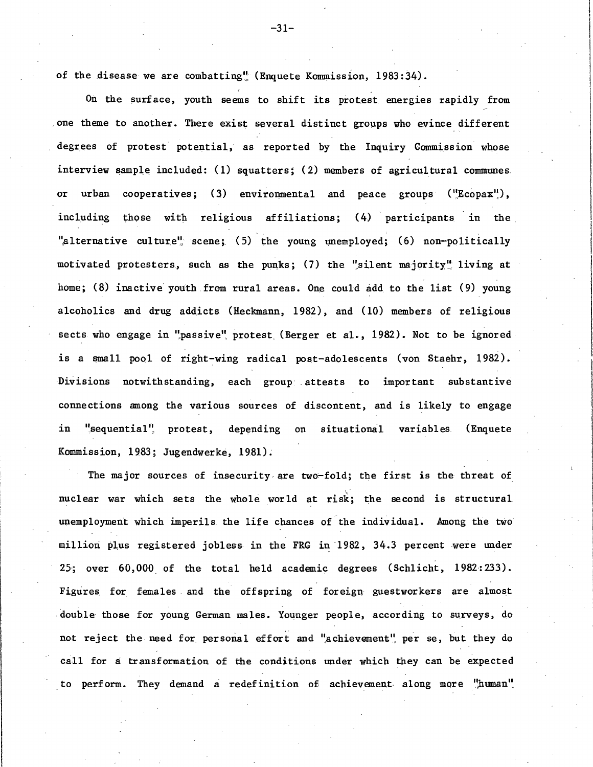of the disease we are combatting" (Enquete Kommission, 1983:34).

On the surface, youth seems to shift its protest energies rapidly from one theme to another. There exist several distinct groups who evince different degrees of protest potential, as reported by the Inquiry Commission whose interview sample included: (1) squatters; (2) members of agricultural communes or urban cooperatives; (3) environmental and peace groups ("Ecopax"), including those with religious affiliations; (4) participants in the "alternative culture" scene; (5) the young unemployed; (6) non-politically motivated protesters, such as the punks; (7) the "silent majority" living at home; (8) inactive youth from rural areas. One could add to the list (9) young alcoholics and drug addicts (Heckmann, 1982), and (10) members of religious sects who engage in "passive" protest (Berger et al., 1982). Not to be ignored is a small pool of right-wing radical post-adolescents (von Staehr, 1982). Divisions notwithstanding, each group attests to important substantive connections among the various sources of discontent, and is likely to engage in "sequential" protest, depending on situational variables (Enquete Kommission, 1983; Jugendwerke, 1981).

The major sources of insecurity are two-fold; the first is the threat of nuclear war which sets the whole world at risk; the second is structural unemployment which imperils the life chances of the individual. Among the two million plus registered jobless in the FRG in 1982, 34.3 percent were under 25; over 60,000 of the total held academic degrees (Schlicht, 1982:233). Figures for females and the offspring of foreign guestworkers are almost double those for young German males. Younger people, according to surveys, do not reject the need for personal effort and "achievement" per se, but they do call for a transformation of the conditions under which they can be expected to perform. They demand a redefinition of achievement along more "human"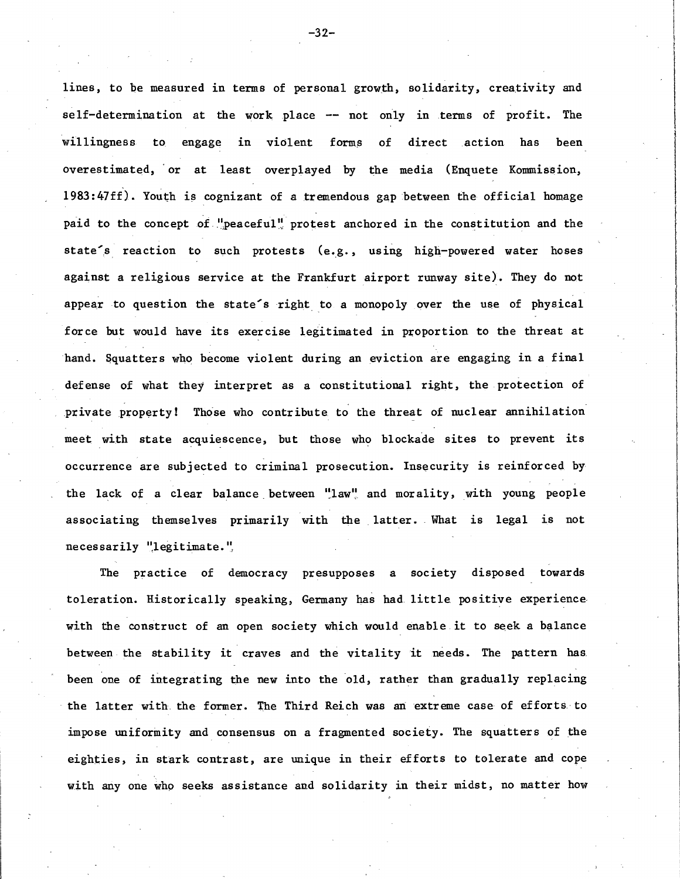lines, to be measured in terms of personal growth, solidarity, creativity and self-determination at the work place -- not only in terms of profit. The willingness to engage in violent forms of direct action has been overestimated, or at least overplayed by the media (Enquete Kommission, 1983:47ff). Youth is cognizant of a tremendous gap between the official homage paid to the concept of "peaceful" protest anchored in the constitution and the state's reaction to such protests (e.g., using high-powered water hoses against a religious service at the Frankfurt airport runway site). They do not appear to question the state's right to a monopoly over the use of physical force but would have its exercise legitimated in proportion to the threat at hand. Squatters who become violent during an eviction are engaging in a final defense of what they interpret as a constitutional right, the protection of private property! Those who contribute to the threat of nuclear annihilation meet with state acquiescence, but those who blockade sites to prevent its occurrence are subjected to criminal prosecution. Insecurity is reinforced by the lack of a clear balance between "law" and morality, with young people associating themselves primarily with the latter. What is legal is not necessarily "legitimate."

The practice of democracy presupposes a society disposed towards toleration. Historically speaking, Germany has had little positive experience with the construct of an open society which would enable it to seek a balance between the stability it craves and the vitality it needs. The pattern has been one of integrating the new into the old, rather than gradually replacing the latter with the former. The Third Reich was an extreme case of efforts to impose uniformity and consensus on a fragmented society. The squatters of the eighties, in stark contrast, are unique in their efforts to tolerate and cope with any one who seeks assistance and solidarity in their midst, no matter how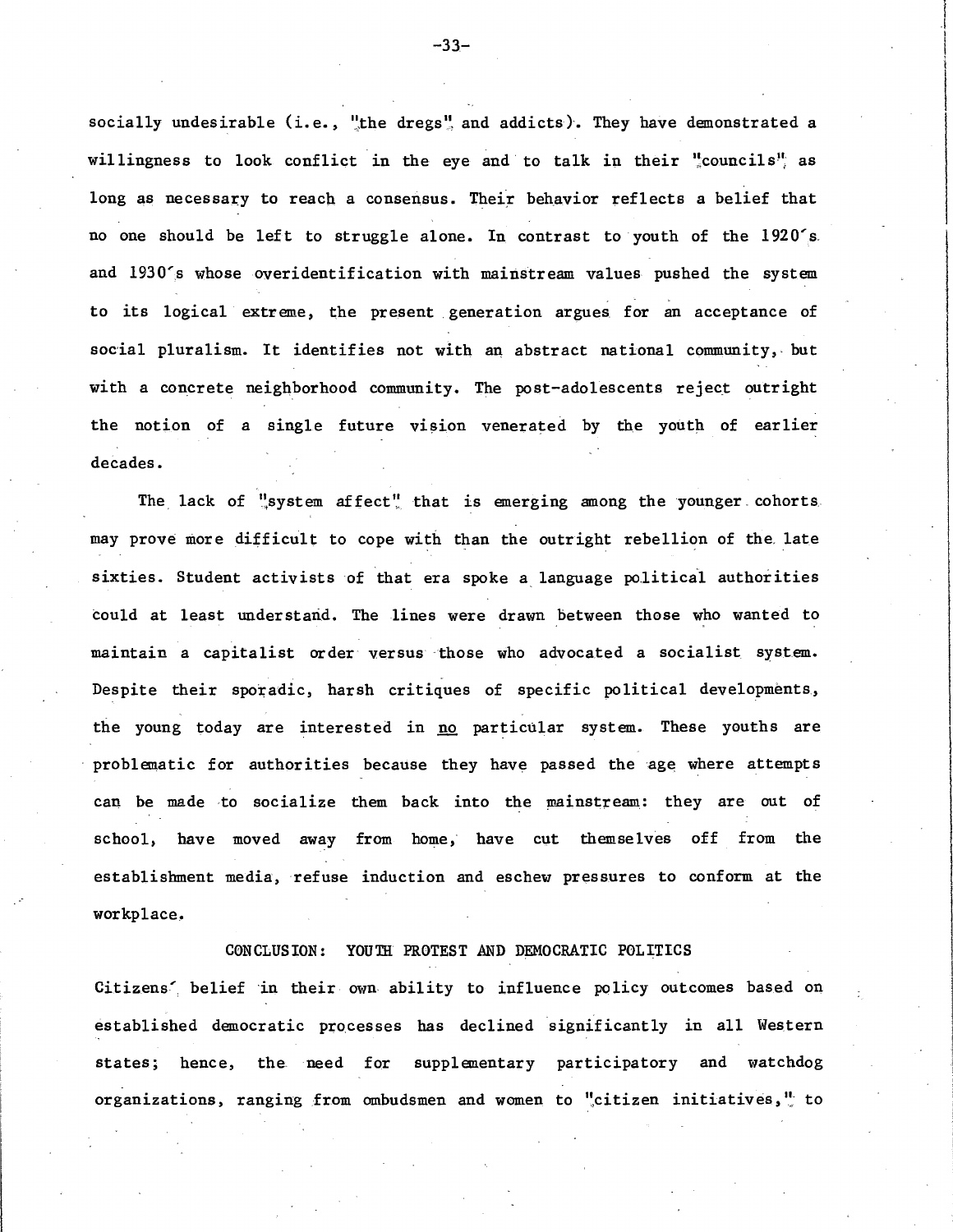socially undesirable (i.e., "the dregs" and addicts). They have demonstrated a willingness to look conflict in the eye and to talk in their "councils" as long as necessary to reach a consensus. Their behavior reflects a belief that no one should be left to struggle alone. In contrast to youth of the 1920's and 1930's whose overidentification with mainstream values pushed the system to its logical extreme, the present generation argues for an acceptance of social pluralism. It identifies not with an abstract national community, but with a concrete neighborhood community. The post-adolescents reject outright the notion of a single future vision venerated by the youth of earlier decades.

The lack of "system affect" that is emerging among the younger cohorts may prove more difficult to cope with than the outright rebellion of the late sixties. Student activists of that era spoke a language political authorities could at least understand. The lines were drawn between those who wanted to maintain a capitalist order versus those who advocated a socialist system. Despite their sporadic, harsh critiques of specific political developments, the young today are interested in <u>no</u> particular system. These youths are problematic for authorities because they have passed the age where attempts can be made to socialize them back into the mainstream: they are out of school, have moved away from home, have cut themselves off from the establishment media, refuse induction and eschew pressures to conform at the workplace.

## CONCLUSION: YOUTH PROTEST AND DEMOCRATIC POLITICS

Citizens' belief in their own ability to influence policy outcomes based on established democratic processes has declined significantly in all Western states; hence, the need for supplementary participatory and watchdog organizations, ranging from ombudsmen and women to "citizen initiatives," to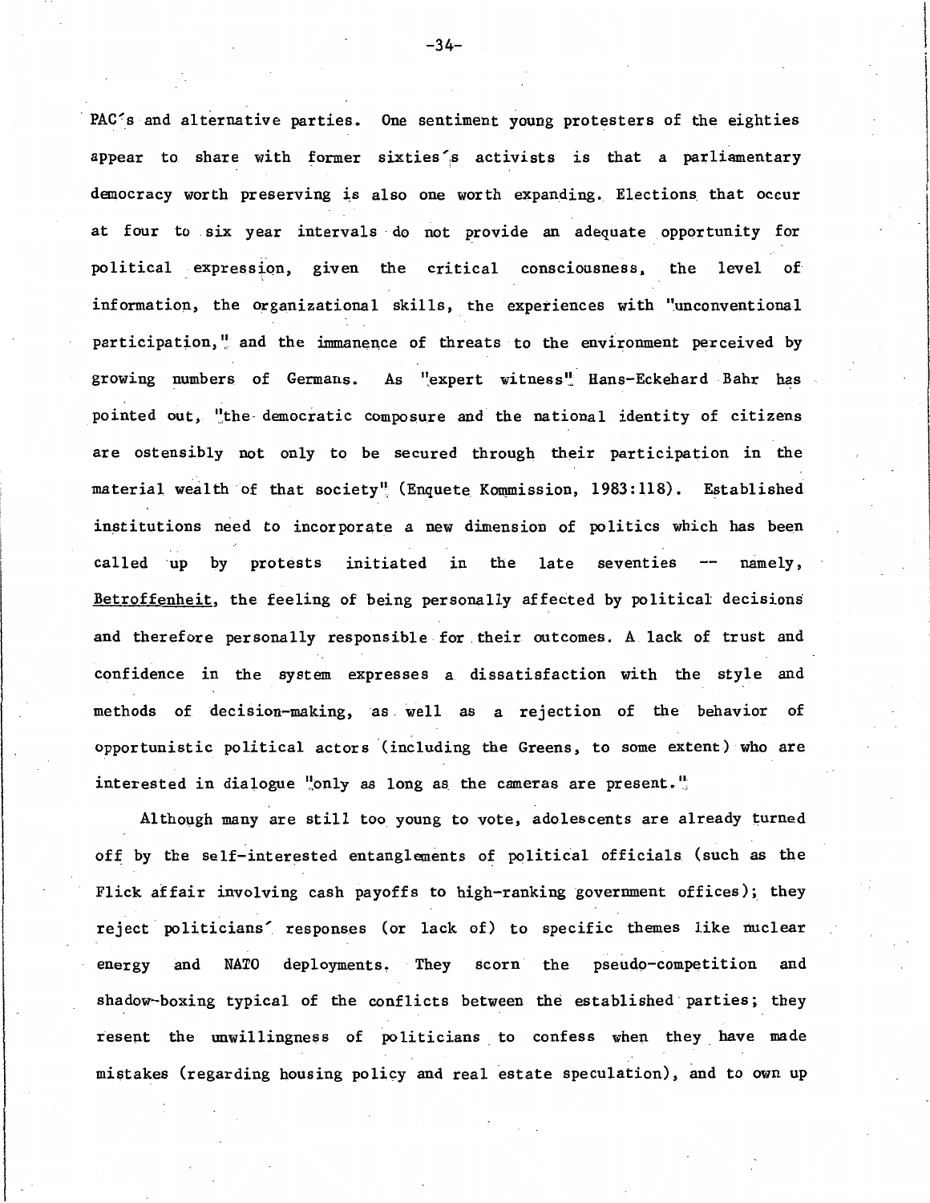PAC's and alternative parties. One sentiment young protesters of the eighties appear to share with former sixties's activists is that a parliamentary democracy worth preserving is also one worth expanding. Elections that occur at four to six year intervals do not provide an adequate opportunity for political expression, given the critical consciousness, the level of information, the organizational skills, the experiences with "unconventional participation," and the immanence of threats to the environment perceived by growing numbers of Germans. As "expert witness" Hans-Eckehard Bahr has pointed out, "the democratic composure and the national identity of citizens are ostensibly not only to be secured through their participation in the material wealth of that society" (Enquete Kommission, 1983:118). Established institutions need to incorporate a new dimension of politics which has been called up by protests initiated in the late seventies -- namely, <u>Betroffenheit</u>, the feeling of being personally affected by political decisions and therefore personally responsible for their outcomes. A lack of trust and confidence in the system expresses a dissatisfaction with the style and methods of decision-making, as well as a rejection of the behavior of opportunistic political actors (including the Greens, to some extent) who are interested in dialogue "only as long as the cameras are present."

Although many are still too young to vote, adolescents are already turned off by the self-interested entanglements of political officials (such as the Flick affair involving cash payoffs to high-ranking government offices); they reject politicians' responses (or lack of) to specific themes like nuclear energy and NATO deployments. They scorn the pseudo-competition and shadow-boxing typical of the conflicts between the established parties; they resent the unwillingness of politicians to confess when they have made mistakes (regarding housing policy and real estate speculation), and to own up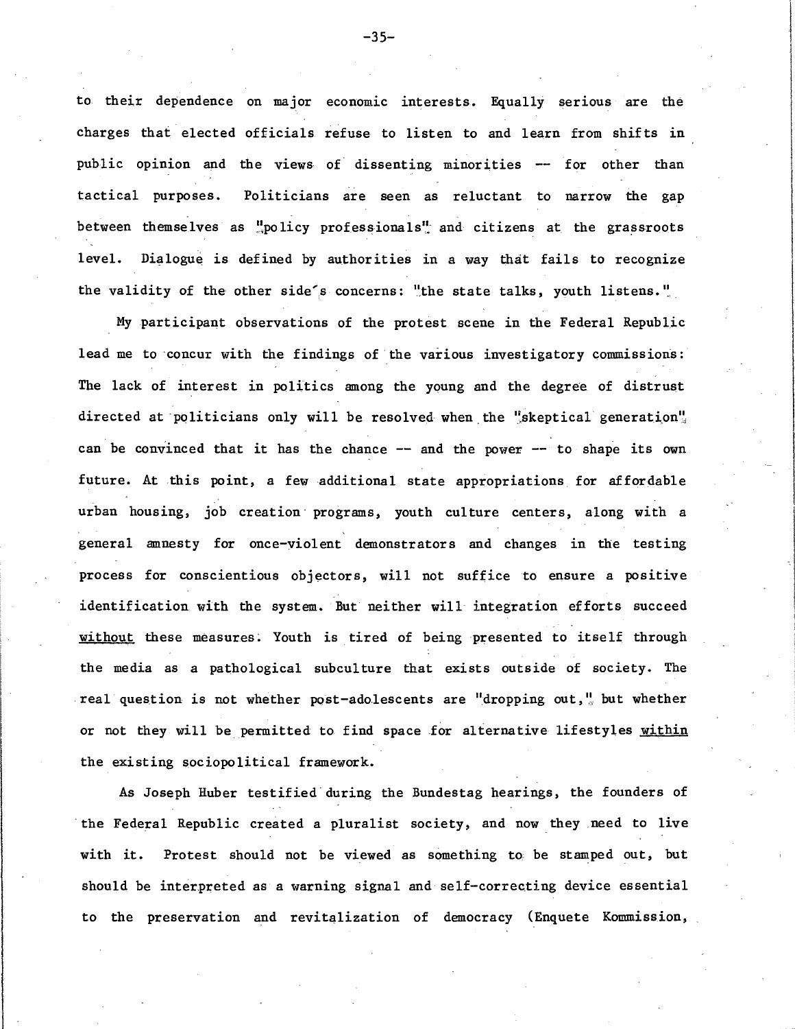to their dependence on major economic interests. Equally serious are the charges that elected officials refuse to listen to and learn from shifts in public opinion and the views of dissenting minorities -- for other than tactical purposes. Politicians are seen as reluctant to narrow the gap between themselves as "policy professionals" and citizens at the grassroots level. Dialogue is defined by authorities in a way that fails to recognize the validity of the other side's concerns: "the state talks, youth listens."

My participant observations of the protest scene in the Federal Republic lead me to concur with the findings of the various investigatory commissions: The lack of interest in politics among the young and the degree of distrust directed at politicians only will be resolved when the "skeptical generation" can be convinced that it has the chance -- and the power -- to shape its own future. At this point, a few additional state appropriations for affordable urban housing, job creation programs, youth culture centers, along with a general amnesty for once-violent demonstrators and changes in the testing process for conscientious objectors, will not suffice to ensure a positive identification with the system. But neither will integration efforts succeed <u>without</u> these measures. Youth is tired of being presented to itself through the media as a pathological subculture that exists outside of society. The real question is not whether post-adolescents are "dropping out," but whether or not they will be permitted to find space for alternative lifestyles <u>within</u> the existing sociopolitical framework.

As Joseph Huber testified during the Bundestag hearings, the founders of the Federal Republic created a pluralist society, and now they need to live with it. Protest should not be viewed as something to be stamped out, but should be interpreted as a warning signal and self-correcting device essential to the preservation and revitalization of democracy (Enquete Kommission,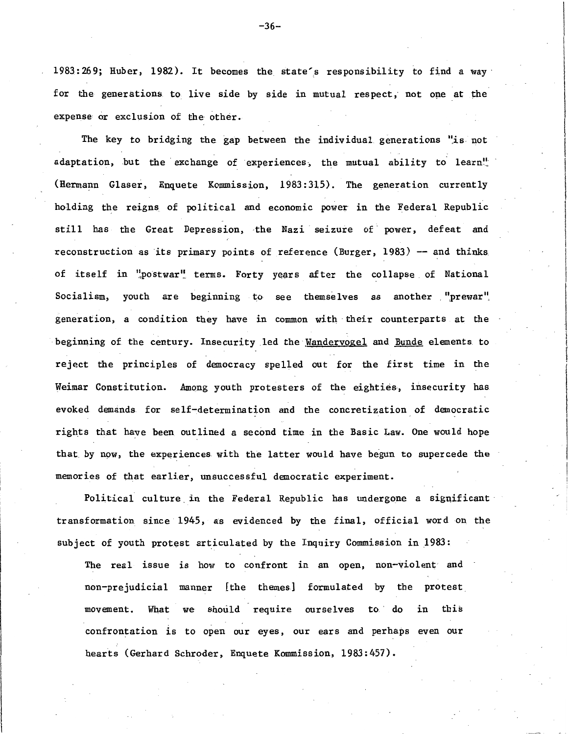1983:269; Huber, 1982). It becomes the state's responsibility to find a way for the generations to live side by side in mutual respect, not one at the expense or exclusion of the other.

The key to bridging the gap between the individual generations "is not adaptation, but the exchange of experiences, the mutual ability to learn" (Hermann Glaser, Enquete Kommission, 1983:315). The generation currently holding the reigns of political and economic power in the Federal Republic still has the Great Depression, the Nazi seizure of power, defeat and reconstruction as its primary points of reference (Burger, 1983) -- and thinks of itself in "postwar" terms. Forty years after the collapse of National Socialism, youth are beginning to see themselves as another "prewar" generation, a condition they have in common with their counterparts at the beginning of the century. Insecurity led the _Wandervogel_ and _Bunde_ elements to reject the principles of democracy spelled out for the first time in the Weimar Constitution. Among youth protesters of the eighties, insecurity has evoked demands for self-determination and the concretization of democratic rights that have been outlined a second time in the Basic Law. One would hope that by now, the experiences with the latter would have begun to supercede the memories of that earlier, unsuccessful democratic experiment.

Political culture in the Federal Republic has undergone a significant transformation since 1945, as evidenced by the final, official word on the subject of youth protest articulated by the Inquiry Commission in 1983:

> The real issue is how to confront in an open, non-violent and non-prejudicial manner [the themes] formulated by the protest movement. What we should require ourselves to do in this confrontation is to open our eyes, our ears and perhaps even our hearts (Gerhard Schroder, Enquete Kommission, 1983:457).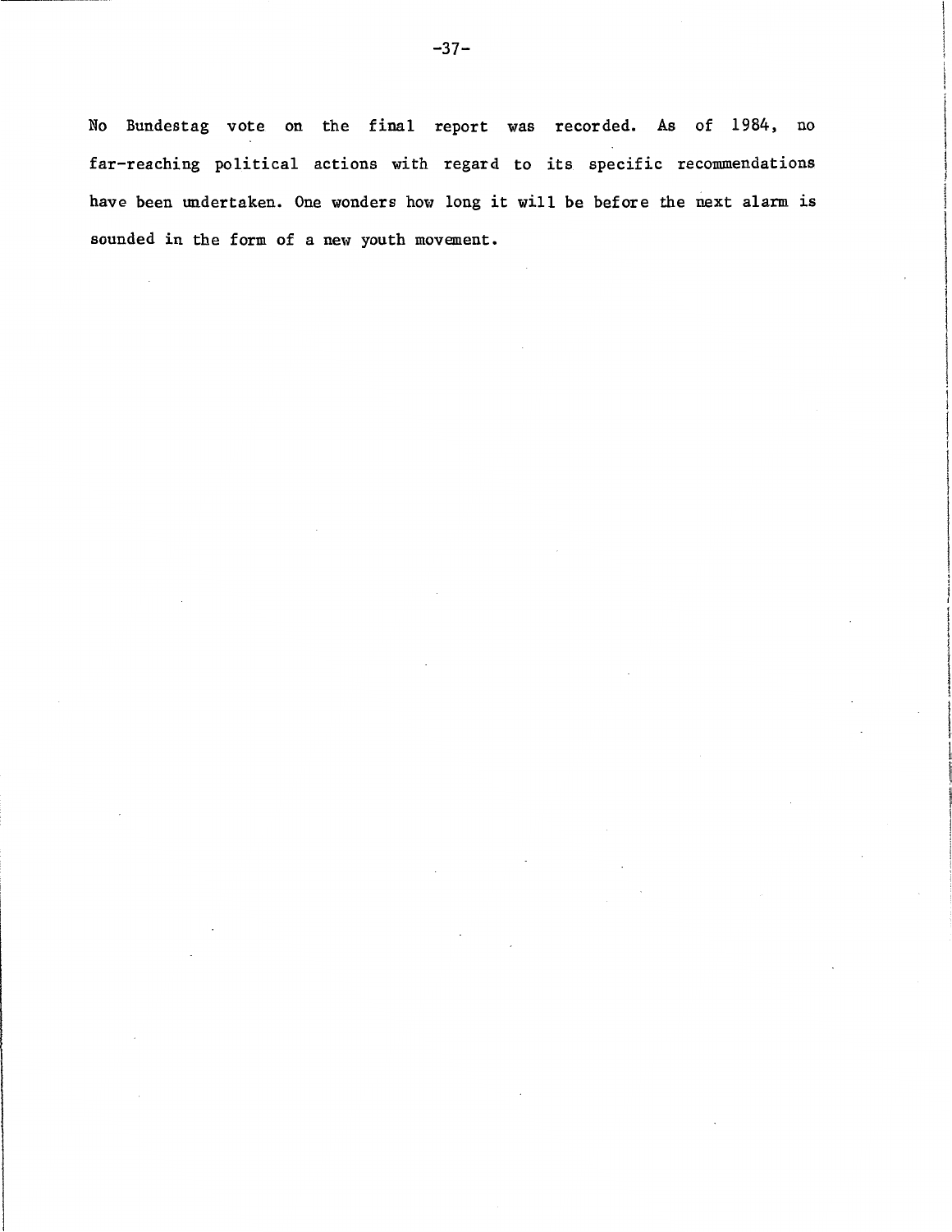No Bundestag vote on the final report was recorded. As of 1984, no far-reaching political actions with regard to its specific recommendations have been undertaken. One wonders how long it will be before the next alarm is sounded in the form of a new youth movement.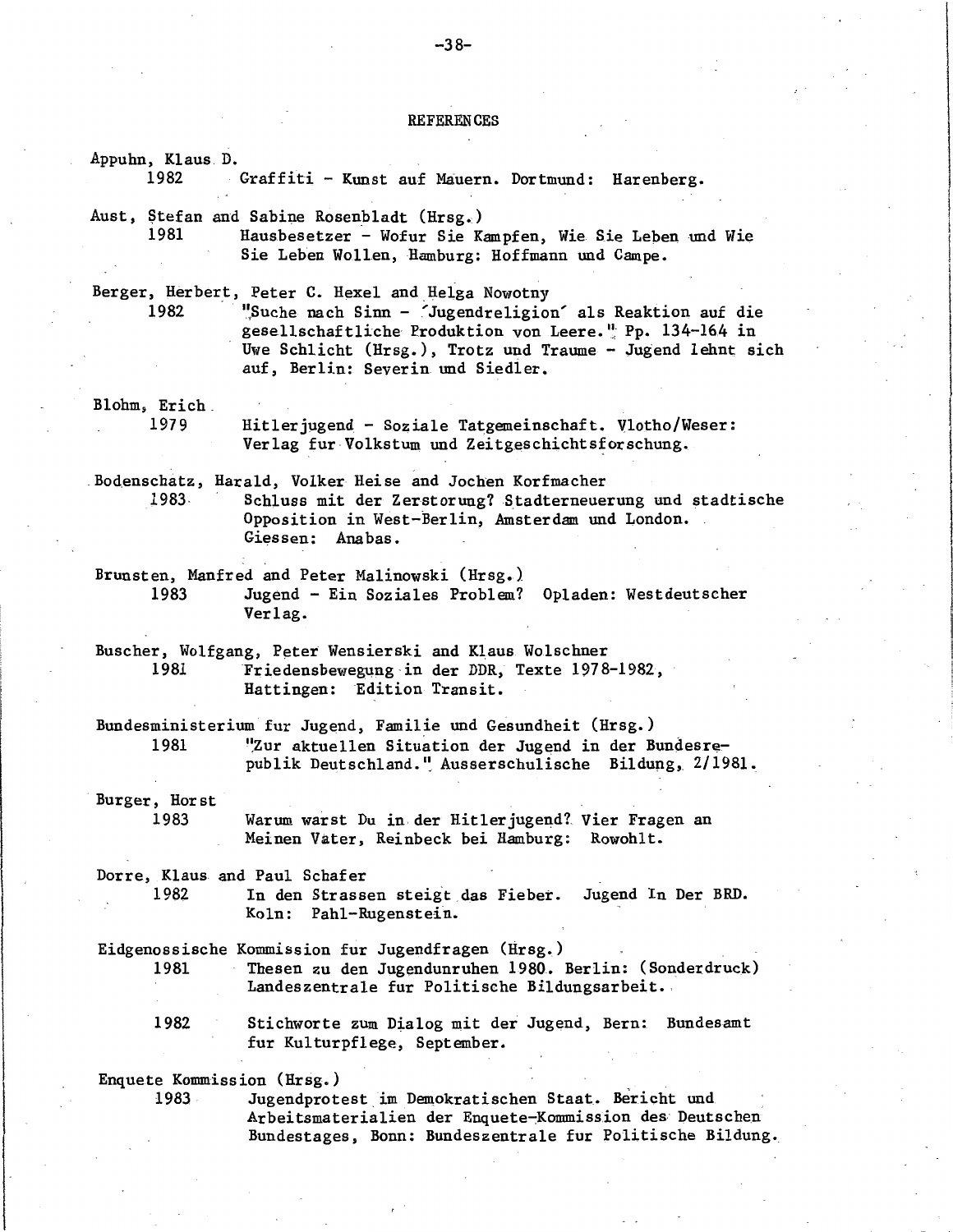## REFERENCES

Appuhn, Klaus D.
1982 Graffiti - Kunst auf Mauern. Dortmund: Harenberg.

Aust, Stefan and Sabine Rosenbladt (Hrsg.)
1981 Hausbesetzer - Wofur Sie Kampfen, Wie Sie Leben und Wie Sie Leben Wollen, Hamburg: Hoffmann und Campe.

Berger, Herbert, Peter C. Hexel and Helga Nowotny
1982 "Suche nach Sinn - 'Jugendreligion' als Reaktion auf die gesellschaftliche Produktion von Leere." Pp. 134-164 in Uwe Schlicht (Hrsg.), Trotz und Traume - Jugend lehnt sich auf, Berlin: Severin und Siedler.

Blohm, Erich
1979 Hitlerjugend - Soziale Tatgemeinschaft. Vlotho/Weser: Verlag fur Volkstum und Zeitgeschichtsforschung.

Bodenschatz, Harald, Volker Heise and Jochen Korfmacher
1983 Schluss mit der Zerstorung? Stadterneuerung und stadtische Opposition in West-Berlin, Amsterdam und London. Giessen: Anabas.

Brunsten, Manfred and Peter Malinowski (Hrsg.)
1983 Jugend - Ein Soziales Problem? Opladen: Westdeutscher Verlag.

Buscher, Wolfgang, Peter Wensierski and Klaus Wolschner
1981 Friedensbewegung in der DDR, Texte 1978-1982, Hattingen: Edition Transit.

Bundesministerium fur Jugend, Familie und Gesundheit (Hrsg.)
1981 "Zur aktuellen Situation der Jugend in der Bundesrepublik Deutschland." Ausserschulische Bildung, 2/1981.

Burger, Horst
1983 Warum warst Du in der Hitlerjugend? Vier Fragen an Meinen Vater, Reinbeck bei Hamburg: Rowohlt.

Dorre, Klaus and Paul Schafer
1982 In den Strassen steigt das Fieber. Jugend In Der BRD. Koln: Pahl-Rugenstein.

Eidgenossische Kommission fur Jugendfragen (Hrsg.)
1981 Thesen zu den Jugendunruhen 1980. Berlin: (Sonderdruck) Landeszentrale fur Politische Bildungsarbeit.

1982 Stichworte zum Dialog mit der Jugend, Bern: Bundesamt fur Kulturpflege, September.

Enquete Kommission (Hrsg.)
1983 Jugendprotest im Demokratischen Staat. Bericht und Arbeitsmaterialien der Enquete-Kommission des Deutschen Bundestages, Bonn: Bundeszentrale fur Politische Bildung.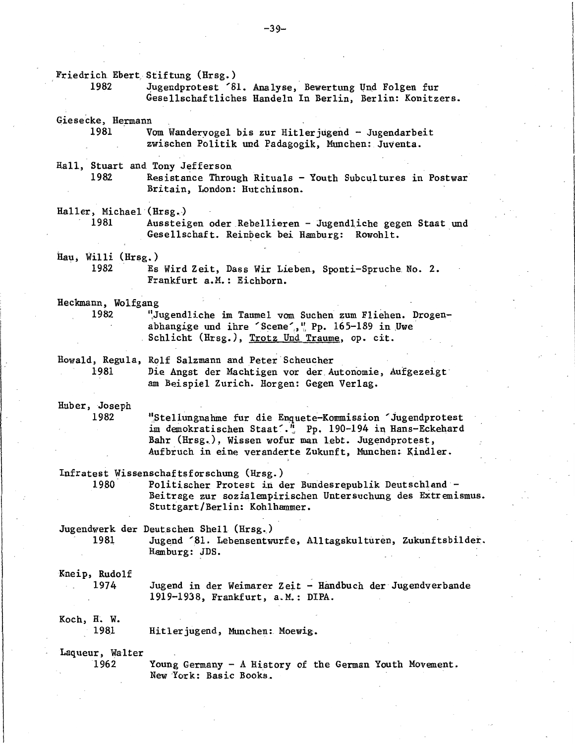Friedrich Ebert Stiftung (Hrsg.)
1982 Jugendprotest ´81. Analyse, Bewertung Und Folgen fur Gesellschaftliches Handeln In Berlin, Berlin: Konitzers.

Giesecke, Hermann
1981 Vom Wandervogel bis zur Hitlerjugend - Jugendarbeit zwischen Politik und Padagogik, Munchen: Juventa.

Hall, Stuart and Tony Jefferson
1982 Resistance Through Rituals - Youth Subcultures in Postwar Britain, London: Hutchinson.

Haller, Michael (Hrsg.)
1981 Aussteigen oder Rebellieren - Jugendliche gegen Staat und Gesellschaft. Reinbeck bei Hamburg: Rowohlt.

Hau, Willi (Hrsg.)
1982 Es Wird Zeit, Dass Wir Lieben, Sponti-Spruche No. 2. Frankfurt a.M.: Eichborn.

Heckmann, Wolfgang
1982 "Jugendliche im Taumel vom Suchen zum Fliehen. Drogenabhangige und ihre ´Scene´," Pp. 165-189 in Uwe Schlicht (Hrsg.), Trotz Und Traume, op. cit.

Howald, Regula, Rolf Salzmann and Peter Scheucher
1981 Die Angst der Machtigen vor der Autonomie, Aufgezeigt am Beispiel Zurich. Horgen: Gegen Verlag.

Huber, Joseph
1982 "Stellungnahme fur die Enquete-Kommission ´Jugendprotest im demokratischen Staat´." Pp. 190-194 in Hans-Eckehard Bahr (Hrsg.), Wissen wofur man lebt. Jugendprotest, Aufbruch in eine veranderte Zukunft, Munchen: Kindler.

Infratest Wissenschaftsforschung (Hrsg.)
1980 Politischer Protest in der Bundesrepublik Deutschland - Beitrage zur sozialempirischen Untersuchung des Extremismus. Stuttgart/Berlin: Kohlhammer.

Jugendwerk der Deutschen Shell (Hrsg.)
1981 Jugend ´81. Lebensentwurfe, Alltagskulturen, Zukunftsbilder. Hamburg: JDS.

Kneip, Rudolf
1974 Jugend in der Weimarer Zeit - Handbuch der Jugendverbande 1919-1938, Frankfurt, a.M.: DIPA.

Koch, H. W.
1981 Hitlerjugend, Munchen: Moewig.

Laqueur, Walter
1962 Young Germany - A History of the German Youth Movement. New York: Basic Books.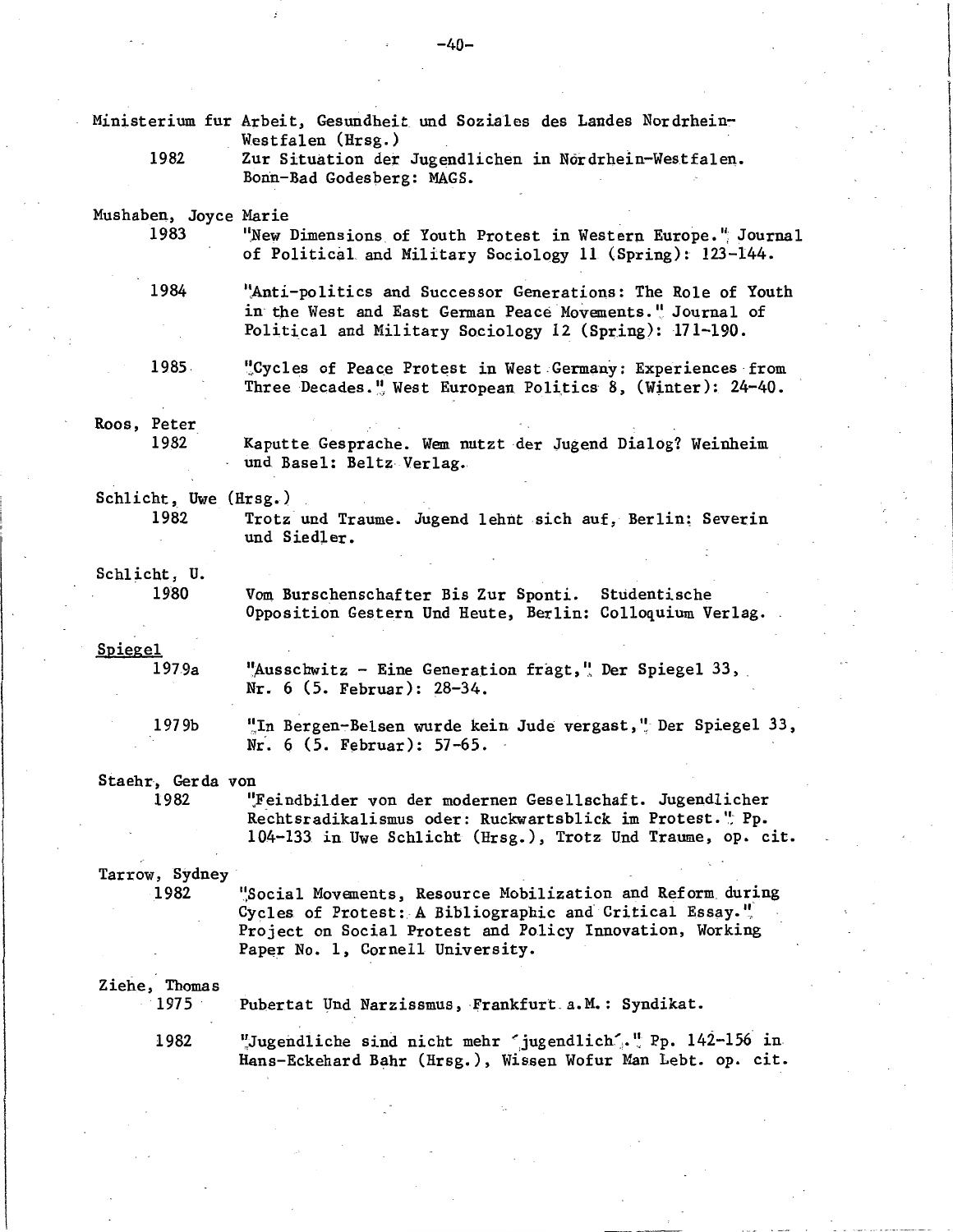Ministerium fur Arbeit, Gesundheit und Soziales des Landes Nordrhein-Westfalen (Hrsg.)

1982 Zur Situation der Jugendlichen in Nordrhein-Westfalen. Bonn-Bad Godesberg: MAGS.

Mushaben, Joyce Marie

1983 "New Dimensions of Youth Protest in Western Europe." Journal of Political and Military Sociology 11 (Spring): 123-144.

1984 "Anti-politics and Successor Generations: The Role of Youth in the West and East German Peace Movements." Journal of Political and Military Sociology 12 (Spring): 171-190.

1985 "Cycles of Peace Protest in West Germany: Experiences from Three Decades." West European Politics 8, (Winter): 24-40.

Roos, Peter

1982 Kaputte Gesprache. Wem nutzt der Jugend Dialog? Weinheim und Basel: Beltz Verlag.

Schlicht, Uwe (Hrsg.)

1982 Trotz und Traume. Jugend lehnt sich auf, Berlin: Severin und Siedler.

Schlicht, U.

1980 Vom Burschenschafter Bis Zur Sponti. Studentische Opposition Gestern Und Heute, Berlin: Colloquium Verlag.

Spiegel

1979a "Ausschwitz - Eine Generation fragt," Der Spiegel 33, Nr. 6 (5. Februar): 28-34.

1979b "In Bergen-Belsen wurde kein Jude vergast," Der Spiegel 33, Nr. 6 (5. Februar): 57-65.

Staehr, Gerda von

1982 "Feindbilder von der modernen Gesellschaft. Jugendlicher Rechtsradikalismus oder: Ruckwartsblick im Protest." Pp. 104-133 in Uwe Schlicht (Hrsg.), Trotz Und Traume, op. cit.

Tarrow, Sydney

1982 "Social Movements, Resource Mobilization and Reform during Cycles of Protest: A Bibliographic and Critical Essay." Project on Social Protest and Policy Innovation, Working Paper No. 1, Cornell University.

Ziehe, Thomas

1975 Pubertat Und Narzissmus, Frankfurt a.M.: Syndikat.

1982 "Jugendliche sind nicht mehr 'jugendlich'." Pp. 142-156 in Hans-Eckehard Bahr (Hrsg.), Wissen Wofur Man Lebt. op. cit.